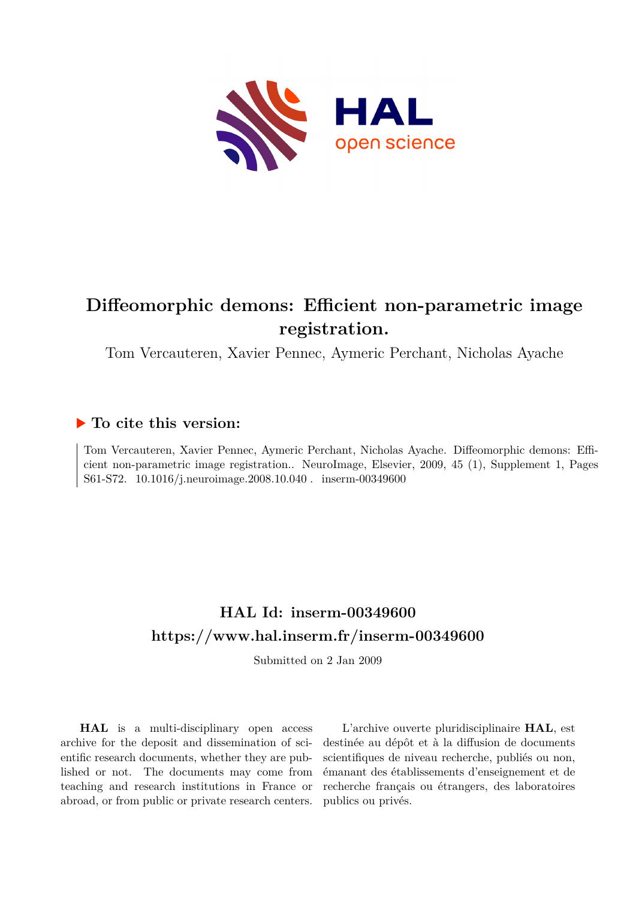# Diffeomorphic demons: Efficient non-parametric image registration.

Tom Vercauteren, Xavier Pennec, Aymeric Perchant, Nicholas Ayache

## ▶ To cite this version:

Tom Vercauteren, Xavier Pennec, Aymeric Perchant, Nicholas Ayache. Diffeomorphic demons: Efficient non-parametric image registration.. NeuroImage, Elsevier, 2009, 45 (1), Supplement 1, Pages S61-S72. 10.1016/j.neuroimage.2008.10.040 . inserm-00349600

## HAL Id: inserm-00349600
## https://www.hal.inserm.fr/inserm-00349600

Submitted on 2 Jan 2009

**HAL** is a multi-disciplinary open access archive for the deposit and dissemination of scientific research documents, whether they are published or not. The documents may come from teaching and research institutions in France or abroad, or from public or private research centers.

L'archive ouverte pluridisciplinaire **HAL**, est destinée au dépôt et à la diffusion de documents scientifiques de niveau recherche, publiés ou non, émanant des établissements d'enseignement et de recherche français ou étrangers, des laboratoires publics ou privés.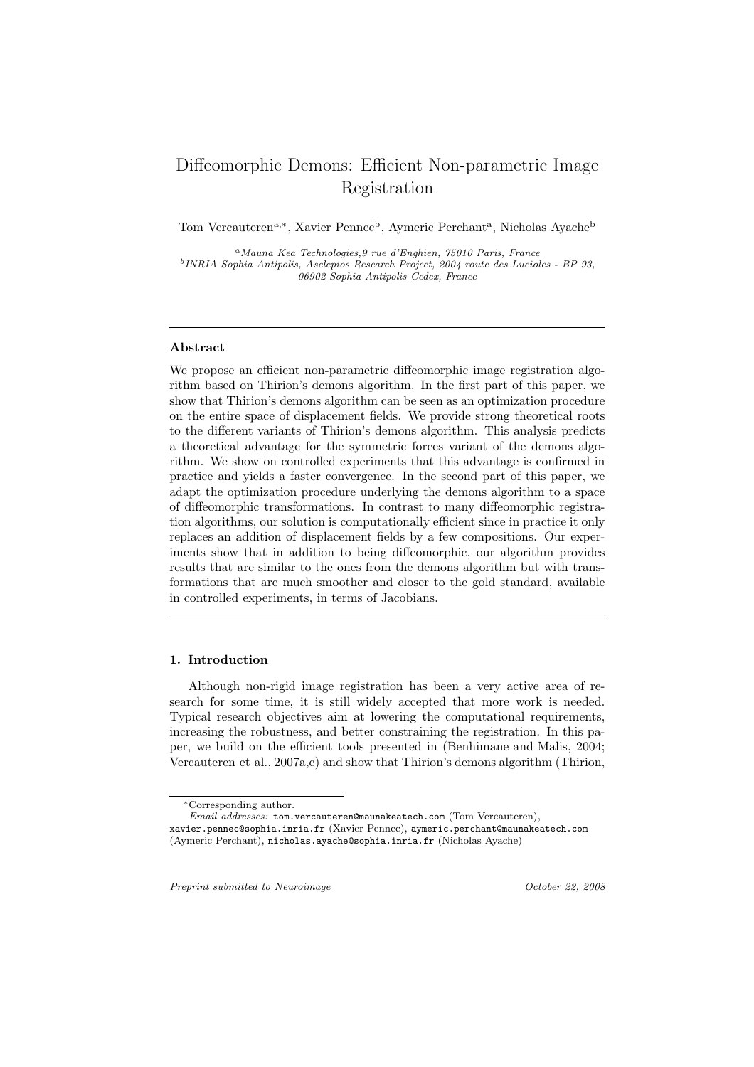# Diffeomorphic Demons: Efficient Non-parametric Image Registration

Tom Vercauteren[a,*], Xavier Pennec[b], Aymeric Perchant[a], Nicholas Ayache[b]

[a] *Mauna Kea Technologies, 9 rue d'Enghien, 75010 Paris, France*
[b] *INRIA Sophia Antipolis, Asclepios Research Project, 2004 route des Lucioles - BP 93, 06902 Sophia Antipolis Cedex, France*

---

**Abstract**

We propose an efficient non-parametric diffeomorphic image registration algorithm based on Thirion's demons algorithm. In the first part of this paper, we show that Thirion's demons algorithm can be seen as an optimization procedure on the entire space of displacement fields. We provide strong theoretical roots to the different variants of Thirion's demons algorithm. This analysis predicts a theoretical advantage for the symmetric forces variant of the demons algorithm. We show on controlled experiments that this advantage is confirmed in practice and yields a faster convergence. In the second part of this paper, we adapt the optimization procedure underlying the demons algorithm to a space of diffeomorphic transformations. In contrast to many diffeomorphic registration algorithms, our solution is computationally efficient since in practice it only replaces an addition of displacement fields by a few compositions. Our experiments show that in addition to being diffeomorphic, our algorithm provides results that are similar to the ones from the demons algorithm but with transformations that are much smoother and closer to the gold standard, available in controlled experiments, in terms of Jacobians.

---

## 1. Introduction

Although non-rigid image registration has been a very active area of research for some time, it is still widely accepted that more work is needed. Typical research objectives aim at lowering the computational requirements, increasing the robustness, and better constraining the registration. In this paper, we build on the efficient tools presented in (Benhimane and Malis, 2004; Vercauteren et al., 2007a,c) and show that Thirion's demons algorithm (Thirion,

*Corresponding author.
*Email addresses:* tom.vercauteren@maunakeatech.com (Tom Vercauteren), xavier.pennec@sophia.inria.fr (Xavier Pennec), aymeric.perchant@maunakeatech.com (Aymeric Perchant), nicholas.ayache@sophia.inria.fr (Nicholas Ayache)

*Preprint submitted to Neuroimage* *October 22, 2008*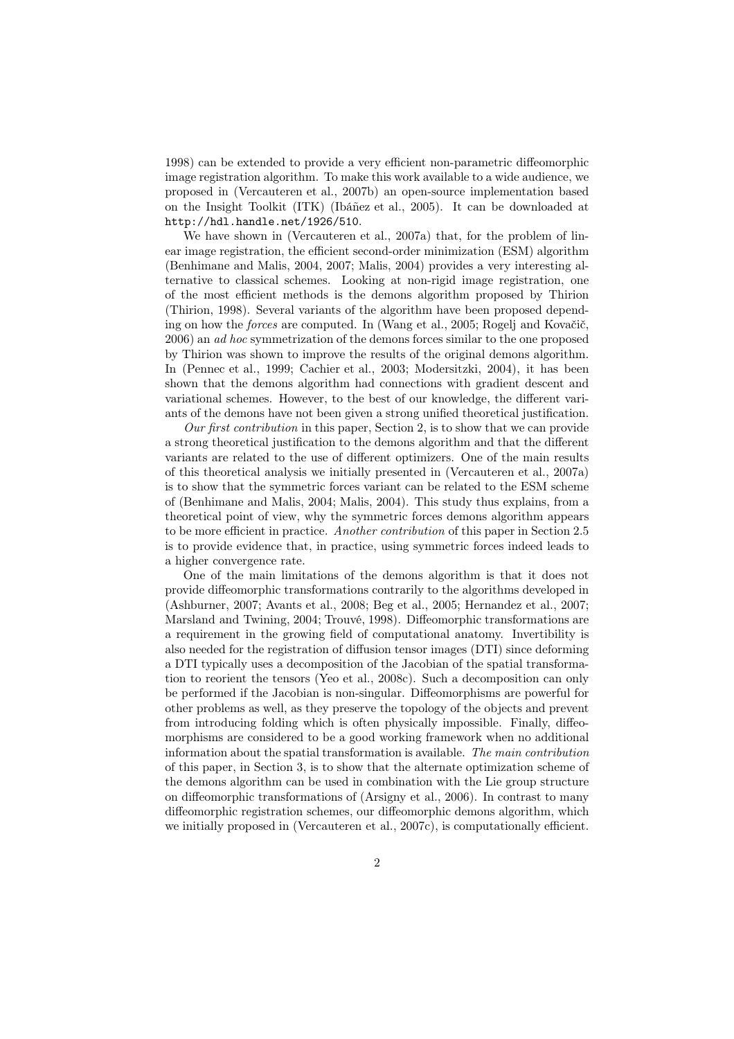1998) can be extended to provide a very efficient non-parametric diffeomorphic image registration algorithm. To make this work available to a wide audience, we proposed in (Vercauteren et al., 2007b) an open-source implementation based on the Insight Toolkit (ITK) (Ibáñez et al., 2005). It can be downloaded at `http://hdl.handle.net/1926/510`.

We have shown in (Vercauteren et al., 2007a) that, for the problem of linear image registration, the efficient second-order minimization (ESM) algorithm (Benhimane and Malis, 2004, 2007; Malis, 2004) provides a very interesting alternative to classical schemes. Looking at non-rigid image registration, one of the most efficient methods is the demons algorithm proposed by Thirion (Thirion, 1998). Several variants of the algorithm have been proposed depending on how the *forces* are computed. In (Wang et al., 2005; Rogelj and Kovačič, 2006) an *ad hoc* symmetrization of the demons forces similar to the one proposed by Thirion was shown to improve the results of the original demons algorithm. In (Pennec et al., 1999; Cachier et al., 2003; Modersitzki, 2004), it has been shown that the demons algorithm had connections with gradient descent and variational schemes. However, to the best of our knowledge, the different variants of the demons have not been given a strong unified theoretical justification.

*Our first contribution* in this paper, Section 2, is to show that we can provide a strong theoretical justification to the demons algorithm and that the different variants are related to the use of different optimizers. One of the main results of this theoretical analysis we initially presented in (Vercauteren et al., 2007a) is to show that the symmetric forces variant can be related to the ESM scheme of (Benhimane and Malis, 2004; Malis, 2004). This study thus explains, from a theoretical point of view, why the symmetric forces demons algorithm appears to be more efficient in practice. *Another contribution* of this paper in Section 2.5 is to provide evidence that, in practice, using symmetric forces indeed leads to a higher convergence rate.

One of the main limitations of the demons algorithm is that it does not provide diffeomorphic transformations contrarily to the algorithms developed in (Ashburner, 2007; Avants et al., 2008; Beg et al., 2005; Hernandez et al., 2007; Marsland and Twining, 2004; Trouvé, 1998). Diffeomorphic transformations are a requirement in the growing field of computational anatomy. Invertibility is also needed for the registration of diffusion tensor images (DTI) since deforming a DTI typically uses a decomposition of the Jacobian of the spatial transformation to reorient the tensors (Yeo et al., 2008c). Such a decomposition can only be performed if the Jacobian is non-singular. Diffeomorphisms are powerful for other problems as well, as they preserve the topology of the objects and prevent from introducing folding which is often physically impossible. Finally, diffeomorphisms are considered to be a good working framework when no additional information about the spatial transformation is available. *The main contribution* of this paper, in Section 3, is to show that the alternate optimization scheme of the demons algorithm can be used in combination with the Lie group structure on diffeomorphic transformations of (Arsigny et al., 2006). In contrast to many diffeomorphic registration schemes, our diffeomorphic demons algorithm, which we initially proposed in (Vercauteren et al., 2007c), is computationally efficient.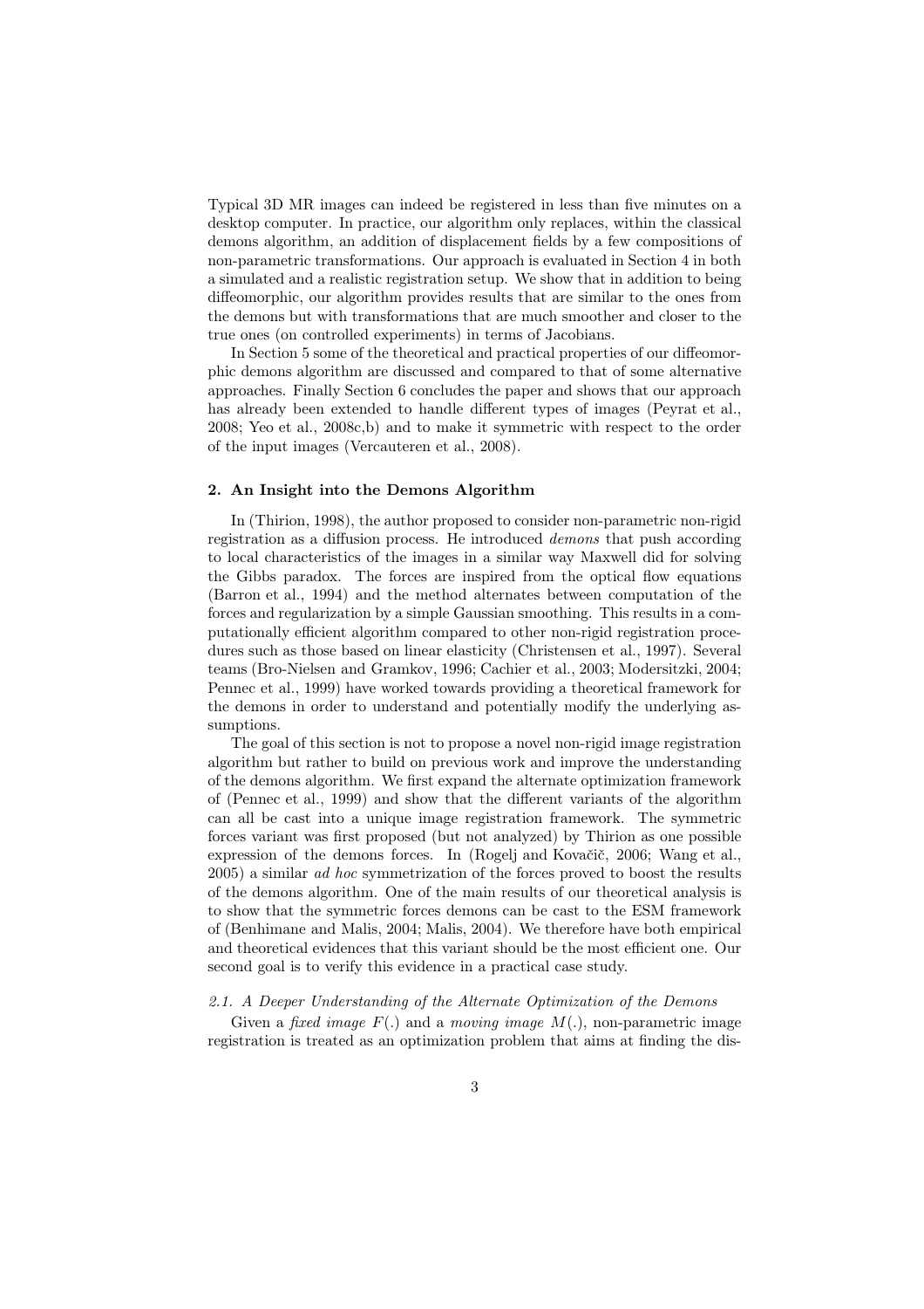Typical 3D MR images can indeed be registered in less than five minutes on a desktop computer. In practice, our algorithm only replaces, within the classical demons algorithm, an addition of displacement fields by a few compositions of non-parametric transformations. Our approach is evaluated in Section 4 in both a simulated and a realistic registration setup. We show that in addition to being diffeomorphic, our algorithm provides results that are similar to the ones from the demons but with transformations that are much smoother and closer to the true ones (on controlled experiments) in terms of Jacobians.

In Section 5 some of the theoretical and practical properties of our diffeomorphic demons algorithm are discussed and compared to that of some alternative approaches. Finally Section 6 concludes the paper and shows that our approach has already been extended to handle different types of images (Peyrat et al., 2008; Yeo et al., 2008c,b) and to make it symmetric with respect to the order of the input images (Vercauteren et al., 2008).

## 2. An Insight into the Demons Algorithm

In (Thirion, 1998), the author proposed to consider non-parametric non-rigid registration as a diffusion process. He introduced *demons* that push according to local characteristics of the images in a similar way Maxwell did for solving the Gibbs paradox. The forces are inspired from the optical flow equations (Barron et al., 1994) and the method alternates between computation of the forces and regularization by a simple Gaussian smoothing. This results in a computationally efficient algorithm compared to other non-rigid registration procedures such as those based on linear elasticity (Christensen et al., 1997). Several teams (Bro-Nielsen and Gramkov, 1996; Cachier et al., 2003; Modersitzki, 2004; Pennec et al., 1999) have worked towards providing a theoretical framework for the demons in order to understand and potentially modify the underlying assumptions.

The goal of this section is not to propose a novel non-rigid image registration algorithm but rather to build on previous work and improve the understanding of the demons algorithm. We first expand the alternate optimization framework of (Pennec et al., 1999) and show that the different variants of the algorithm can all be cast into a unique image registration framework. The symmetric forces variant was first proposed (but not analyzed) by Thirion as one possible expression of the demons forces. In (Rogelj and Kovačič, 2006; Wang et al., 2005) a similar *ad hoc* symmetrization of the forces proved to boost the results of the demons algorithm. One of the main results of our theoretical analysis is to show that the symmetric forces demons can be cast to the ESM framework of (Benhimane and Malis, 2004; Malis, 2004). We therefore have both empirical and theoretical evidences that this variant should be the most efficient one. Our second goal is to verify this evidence in a practical case study.

### 2.1. A Deeper Understanding of the Alternate Optimization of the Demons

Given a *fixed image* $F(.)$ and a *moving image* $M(.)$, non-parametric image registration is treated as an optimization problem that aims at finding the dis-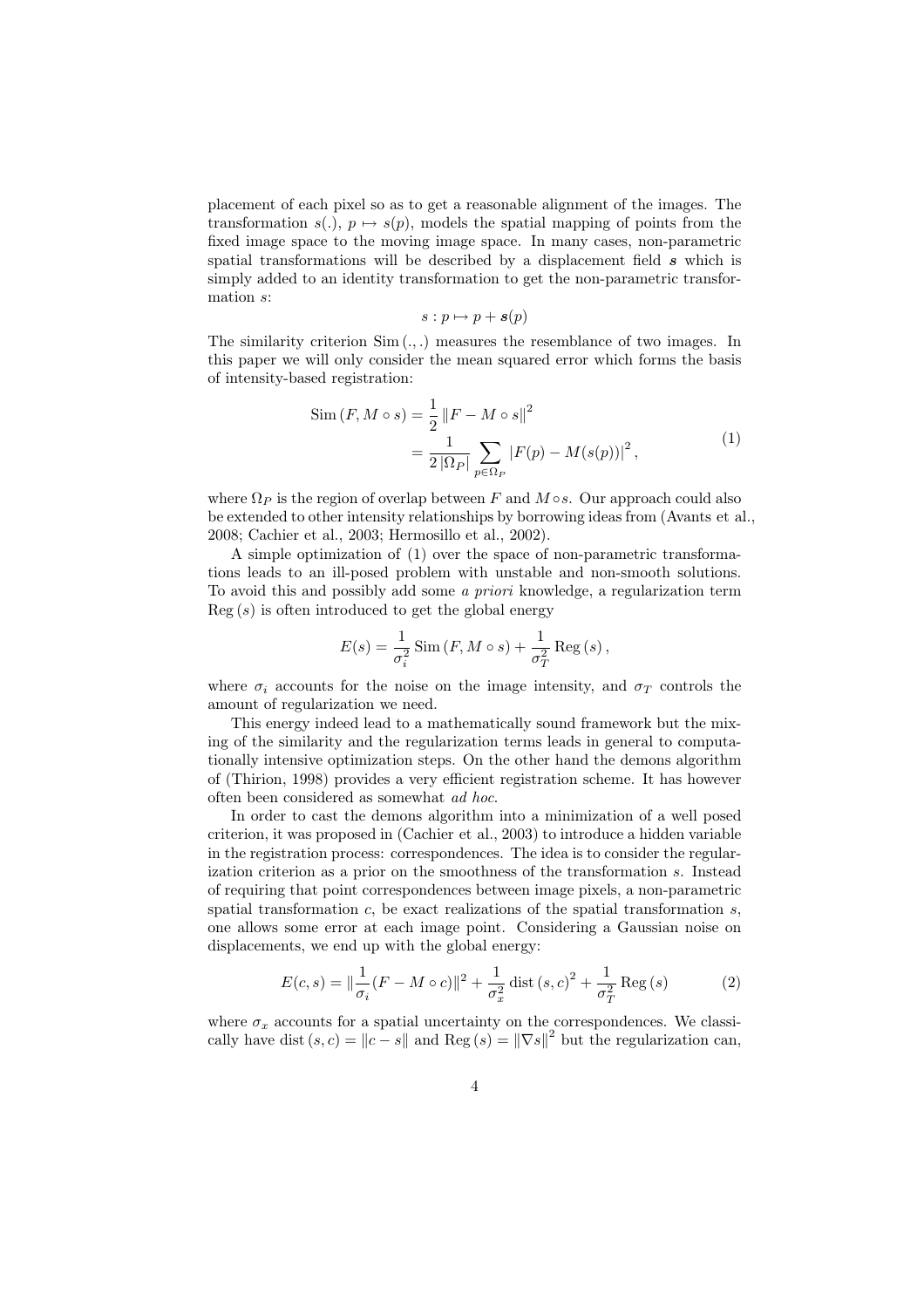placement of each pixel so as to get a reasonable alignment of the images. The transformation $s(.)$, $p \mapsto s(p)$, models the spatial mapping of points from the fixed image space to the moving image space. In many cases, non-parametric spatial transformations will be described by a displacement field $\boldsymbol{s}$ which is simply added to an identity transformation to get the non-parametric transformation $s$:

$$s : p \mapsto p + \boldsymbol{s}(p)$$

The similarity criterion $\operatorname{Sim}(.,.)$ measures the resemblance of two images. In this paper we will only consider the mean squared error which forms the basis of intensity-based registration:

$$\begin{aligned} \operatorname{Sim}(F, M \circ s) &= \frac{1}{2} \|F - M \circ s\|^2 \\ &= \frac{1}{2|\Omega_P|} \sum_{p \in \Omega_P} |F(p) - M(s(p))|^2, \end{aligned} \tag{1}$$

where $\Omega_P$ is the region of overlap between $F$ and $M \circ s$. Our approach could also be extended to other intensity relationships by borrowing ideas from (Avants et al., 2008; Cachier et al., 2003; Hermosillo et al., 2002).

A simple optimization of (1) over the space of non-parametric transformations leads to an ill-posed problem with unstable and non-smooth solutions. To avoid this and possibly add some *a priori* knowledge, a regularization term $\operatorname{Reg}(s)$ is often introduced to get the global energy

$$E(s) = \frac{1}{\sigma_i^2} \operatorname{Sim}(F, M \circ s) + \frac{1}{\sigma_T^2} \operatorname{Reg}(s),$$

where $\sigma_i$ accounts for the noise on the image intensity, and $\sigma_T$ controls the amount of regularization we need.

This energy indeed lead to a mathematically sound framework but the mixing of the similarity and the regularization terms leads in general to computationally intensive optimization steps. On the other hand the demons algorithm of (Thirion, 1998) provides a very efficient registration scheme. It has however often been considered as somewhat *ad hoc*.

In order to cast the demons algorithm into a minimization of a well posed criterion, it was proposed in (Cachier et al., 2003) to introduce a hidden variable in the registration process: correspondences. The idea is to consider the regularization criterion as a prior on the smoothness of the transformation $s$. Instead of requiring that point correspondences between image pixels, a non-parametric spatial transformation $c$, be exact realizations of the spatial transformation $s$, one allows some error at each image point. Considering a Gaussian noise on displacements, we end up with the global energy:

$$E(c, s) = \|\frac{1}{\sigma_i}(F - M \circ c)\|^2 + \frac{1}{\sigma_x^2} \operatorname{dist}(s, c)^2 + \frac{1}{\sigma_T^2} \operatorname{Reg}(s) \tag{2}$$

where $\sigma_x$ accounts for a spatial uncertainty on the correspondences. We classically have $\operatorname{dist}(s, c) = \|c - s\|$ and $\operatorname{Reg}(s) = \|\nabla s\|^2$ but the regularization can,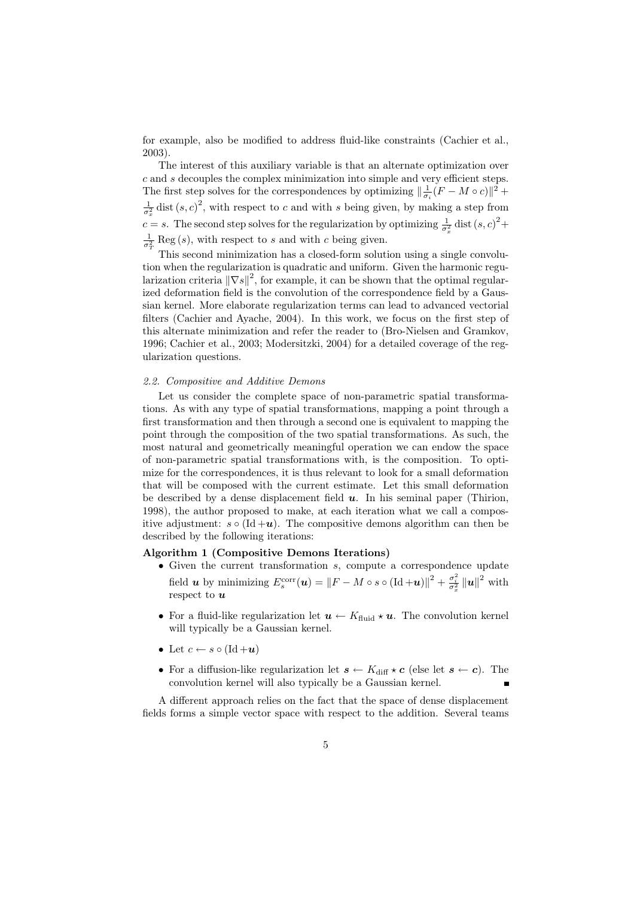for example, also be modified to address fluid-like constraints (Cachier et al., 2003).

The interest of this auxiliary variable is that an alternate optimization over $c$ and $s$ decouples the complex minimization into simple and very efficient steps. The first step solves for the correspondences by optimizing $\|\frac{1}{\sigma_i}(F - M \circ c)\|^2 + \frac{1}{\sigma_x^2} \operatorname{dist}(s, c)^2$, with respect to $c$ and with $s$ being given, by making a step from $c = s$. The second step solves for the regularization by optimizing $\frac{1}{\sigma_x^2} \operatorname{dist}(s, c)^2 + \frac{1}{\sigma_T^2} \operatorname{Reg}(s)$, with respect to $s$ and with $c$ being given.

This second minimization has a closed-form solution using a single convolution when the regularization is quadratic and uniform. Given the harmonic regularization criteria $\|\nabla s\|^2$, for example, it can be shown that the optimal regularized deformation field is the convolution of the correspondence field by a Gaussian kernel. More elaborate regularization terms can lead to advanced vectorial filters (Cachier and Ayache, 2004). In this work, we focus on the first step of this alternate minimization and refer the reader to (Bro-Nielsen and Gramkov, 1996; Cachier et al., 2003; Modersitzki, 2004) for a detailed coverage of the regularization questions.

### *2.2. Compositive and Additive Demons*

Let us consider the complete space of non-parametric spatial transformations. As with any type of spatial transformations, mapping a point through a first transformation and then through a second one is equivalent to mapping the point through the composition of the two spatial transformations. As such, the most natural and geometrically meaningful operation we can endow the space of non-parametric spatial transformations with, is the composition. To optimize for the correspondences, it is thus relevant to look for a small deformation that will be composed with the current estimate. Let this small deformation be described by a dense displacement field $\boldsymbol{u}$. In his seminal paper (Thirion, 1998), the author proposed to make, at each iteration what we call a compositive adjustment: $s \circ (\operatorname{Id} + \boldsymbol{u})$. The compositive demons algorithm can then be described by the following iterations:

**Algorithm 1 (Compositive Demons Iterations)**

- Given the current transformation $s$, compute a correspondence update field $\boldsymbol{u}$ by minimizing $E_s^{\text{corr}}(\boldsymbol{u}) = \|F - M \circ s \circ (\operatorname{Id} + \boldsymbol{u})\|^2 + \frac{\sigma_i^2}{\sigma_x^2} \|\boldsymbol{u}\|^2$ with respect to $\boldsymbol{u}$
- For a fluid-like regularization let $\boldsymbol{u} \leftarrow K_{\text{fluid}} \star \boldsymbol{u}$. The convolution kernel will typically be a Gaussian kernel.
- Let $c \leftarrow s \circ (\operatorname{Id} + \boldsymbol{u})$
- For a diffusion-like regularization let $\boldsymbol{s} \leftarrow K_{\text{diff}} \star \boldsymbol{c}$ (else let $\boldsymbol{s} \leftarrow \boldsymbol{c}$). The convolution kernel will also typically be a Gaussian kernel. ∎

A different approach relies on the fact that the space of dense displacement fields forms a simple vector space with respect to the addition. Several teams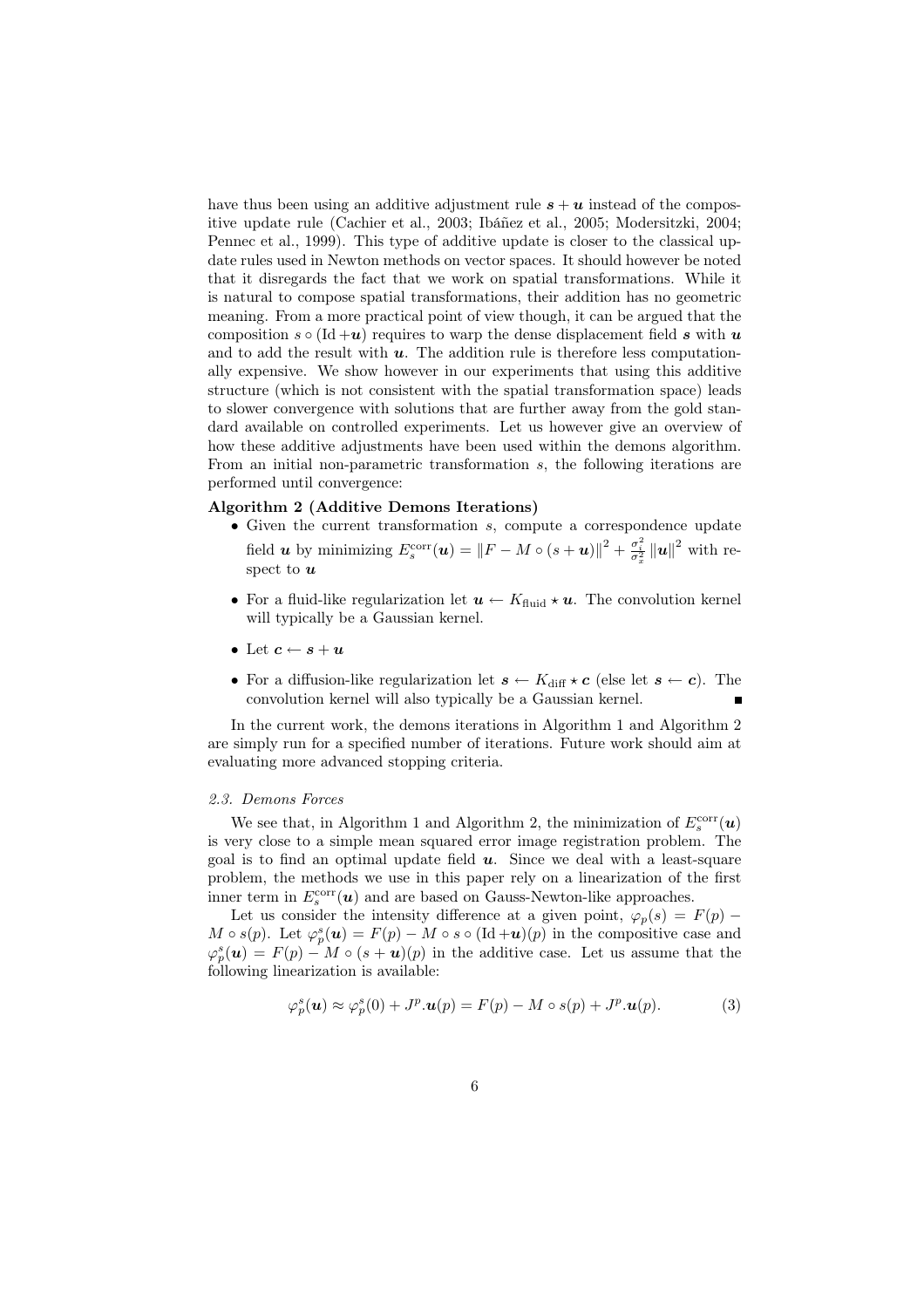have thus been using an additive adjustment rule $\boldsymbol{s} + \boldsymbol{u}$ instead of the compositive update rule (Cachier et al., 2003; Ibáñez et al., 2005; Modersitzki, 2004; Pennec et al., 1999). This type of additive update is closer to the classical update rules used in Newton methods on vector spaces. It should however be noted that it disregards the fact that we work on spatial transformations. While it is natural to compose spatial transformations, their addition has no geometric meaning. From a more practical point of view though, it can be argued that the composition $s \circ (\mathrm{Id} + \boldsymbol{u})$ requires to warp the dense displacement field $\boldsymbol{s}$ with $\boldsymbol{u}$ and to add the result with $\boldsymbol{u}$. The addition rule is therefore less computationally expensive. We show however in our experiments that using this additive structure (which is not consistent with the spatial transformation space) leads to slower convergence with solutions that are further away from the gold standard available on controlled experiments. Let us however give an overview of how these additive adjustments have been used within the demons algorithm. From an initial non-parametric transformation $s$, the following iterations are performed until convergence:

**Algorithm 2 (Additive Demons Iterations)**

- Given the current transformation $s$, compute a correspondence update field $\boldsymbol{u}$ by minimizing $E_s^{\mathrm{corr}}(\boldsymbol{u}) = \|F - M \circ (s + \boldsymbol{u})\|^2 + \frac{\sigma_i^2}{\sigma_x^2} \|\boldsymbol{u}\|^2$ with respect to $\boldsymbol{u}$
- For a fluid-like regularization let $\boldsymbol{u} \leftarrow K_{\mathrm{fluid}} \star \boldsymbol{u}$. The convolution kernel will typically be a Gaussian kernel.
- Let $\boldsymbol{c} \leftarrow \boldsymbol{s} + \boldsymbol{u}$
- For a diffusion-like regularization let $\boldsymbol{s} \leftarrow K_{\mathrm{diff}} \star \boldsymbol{c}$ (else let $\boldsymbol{s} \leftarrow \boldsymbol{c}$). The convolution kernel will also typically be a Gaussian kernel. ■

In the current work, the demons iterations in Algorithm 1 and Algorithm 2 are simply run for a specified number of iterations. Future work should aim at evaluating more advanced stopping criteria.

### 2.3. Demons Forces

We see that, in Algorithm 1 and Algorithm 2, the minimization of $E_s^{\mathrm{corr}}(\boldsymbol{u})$ is very close to a simple mean squared error image registration problem. The goal is to find an optimal update field $\boldsymbol{u}$. Since we deal with a least-square problem, the methods we use in this paper rely on a linearization of the first inner term in $E_s^{\mathrm{corr}}(\boldsymbol{u})$ and are based on Gauss-Newton-like approaches.

Let us consider the intensity difference at a given point, $\varphi_p(s) = F(p) - M \circ s(p)$. Let $\varphi_p^s(\boldsymbol{u}) = F(p) - M \circ s \circ (\mathrm{Id} + \boldsymbol{u})(p)$ in the compositive case and $\varphi_p^s(\boldsymbol{u}) = F(p) - M \circ (s + \boldsymbol{u})(p)$ in the additive case. Let us assume that the following linearization is available:

$$\varphi_p^s(\boldsymbol{u}) \approx \varphi_p^s(0) + J^p.\boldsymbol{u}(p) = F(p) - M \circ s(p) + J^p.\boldsymbol{u}(p). \tag{3}$$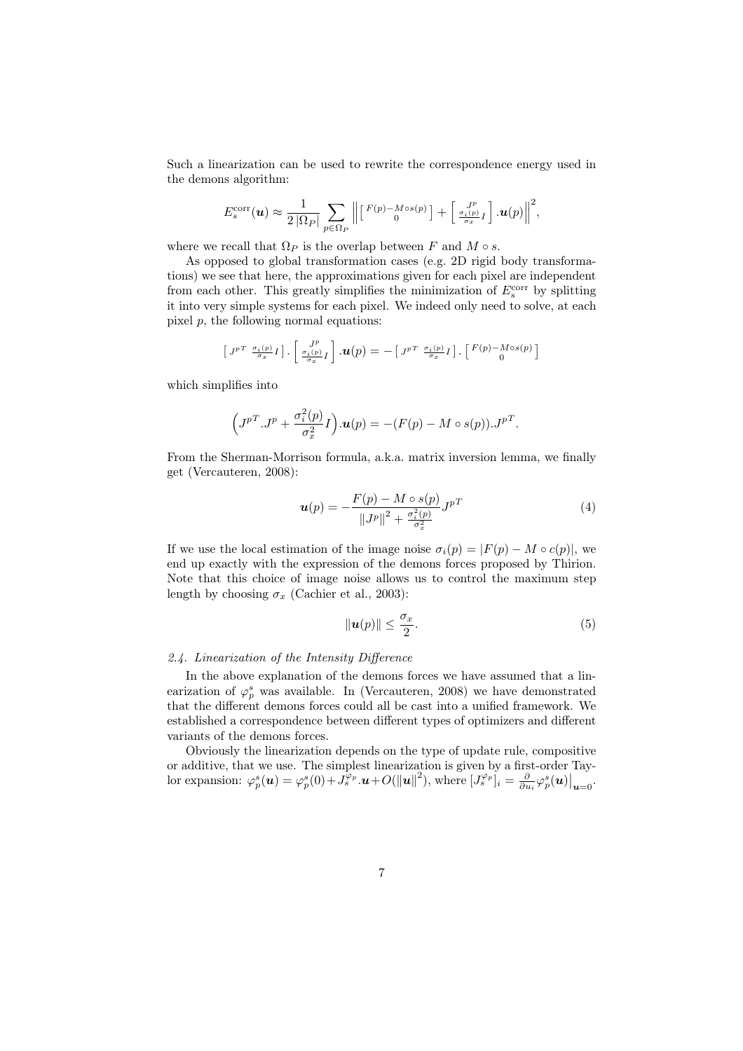Such a linearization can be used to rewrite the correspondence energy used in the demons algorithm:

$$E_s^{\text{corr}}(\boldsymbol{u}) \approx \frac{1}{2\,|\Omega_P|} \sum_{p \in \Omega_P} \left\| \begin{bmatrix} F(p) - M \circ s(p) \\ 0 \end{bmatrix} + \begin{bmatrix} J^p \\ \frac{\sigma_i(p)}{\sigma_x} I \end{bmatrix} .\boldsymbol{u}(p) \right\|^2,$$

where we recall that $\Omega_P$ is the overlap between $F$ and $M \circ s$.

As opposed to global transformation cases (e.g. 2D rigid body transformations) we see that here, the approximations given for each pixel are independent from each other. This greatly simplifies the minimization of $E_s^{\text{corr}}$ by splitting it into very simple systems for each pixel. We indeed only need to solve, at each pixel $p$, the following normal equations:

$$\begin{bmatrix} J^{p\,T} & \frac{\sigma_i(p)}{\sigma_x} I \end{bmatrix} . \begin{bmatrix} J^p \\ \frac{\sigma_i(p)}{\sigma_x} I \end{bmatrix} .\boldsymbol{u}(p) = - \begin{bmatrix} J^{p\,T} & \frac{\sigma_i(p)}{\sigma_x} I \end{bmatrix} . \begin{bmatrix} F(p) - M \circ s(p) \\ 0 \end{bmatrix}$$

which simplifies into

$$\Big( J^{p\,T}.J^p + \frac{\sigma_i^2(p)}{\sigma_x^2} I \Big).\boldsymbol{u}(p) = -(F(p) - M \circ s(p)).J^{p\,T}.$$

From the Sherman-Morrison formula, a.k.a. matrix inversion lemma, we finally get (Vercauteren, 2008):

$$\boldsymbol{u}(p) = - \frac{F(p) - M \circ s(p)}{\left\| J^p \right\|^2 + \frac{\sigma_i^2(p)}{\sigma_x^2}} J^{p\,T} \tag{4}$$

If we use the local estimation of the image noise $\sigma_i(p) = |F(p) - M \circ c(p)|$, we end up exactly with the expression of the demons forces proposed by Thirion. Note that this choice of image noise allows us to control the maximum step length by choosing $\sigma_x$ (Cachier et al., 2003):

$$\|\boldsymbol{u}(p)\| \leq \frac{\sigma_x}{2}. \tag{5}$$

### *2.4. Linearization of the Intensity Difference*

In the above explanation of the demons forces we have assumed that a linearization of $\varphi_p^s$ was available. In (Vercauteren, 2008) we have demonstrated that the different demons forces could all be cast into a unified framework. We established a correspondence between different types of optimizers and different variants of the demons forces.

Obviously the linearization depends on the type of update rule, compositive or additive, that we use. The simplest linearization is given by a first-order Taylor expansion: $\varphi_p^s(\boldsymbol{u}) = \varphi_p^s(0) + J_s^{\varphi_p}.\boldsymbol{u} + O(\|\boldsymbol{u}\|^2)$, where $[J_s^{\varphi_p}]_i = \frac{\partial}{\partial u_i} \varphi_p^s(\boldsymbol{u})\big|_{\boldsymbol{u}=0}$.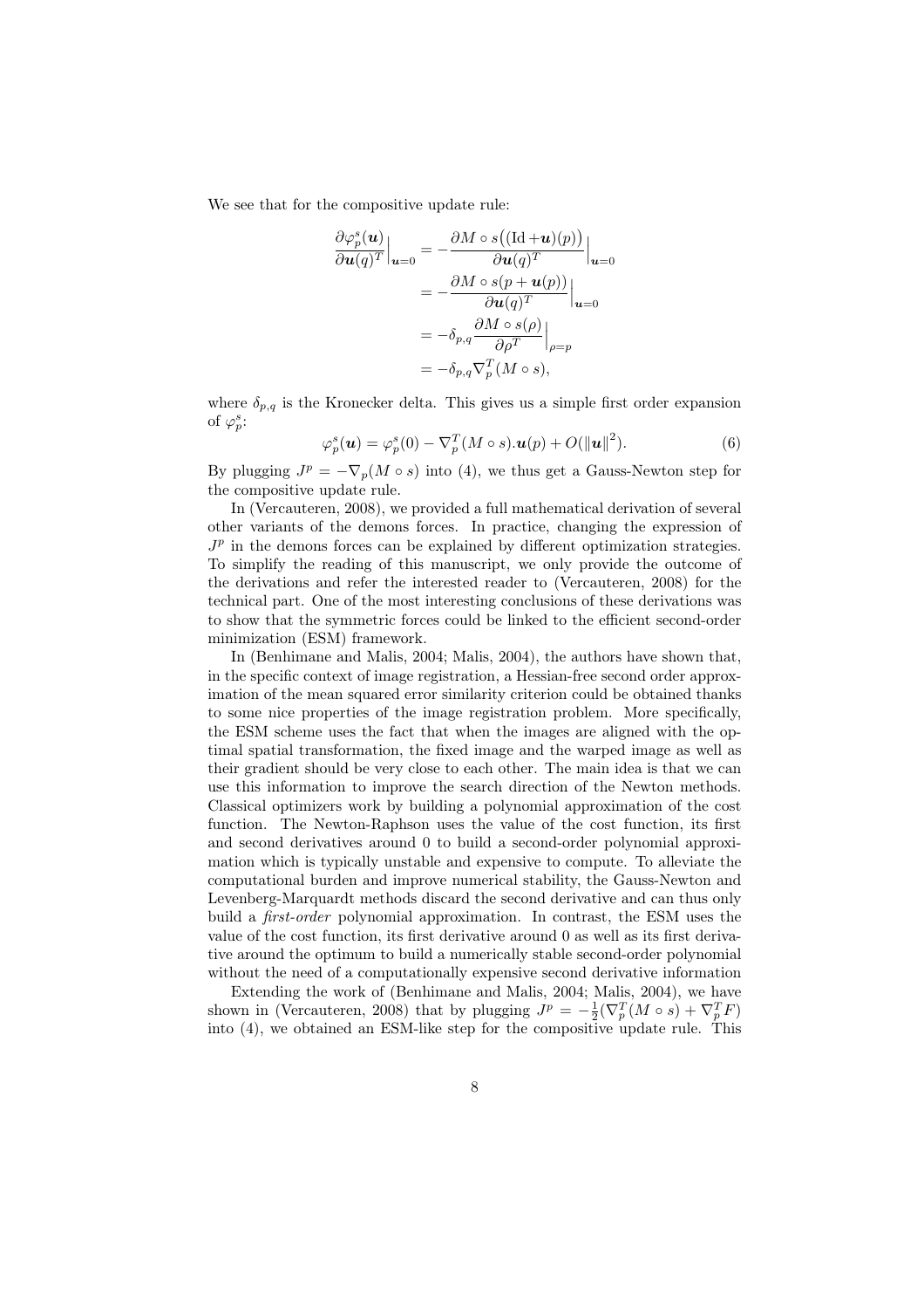We see that for the compositive update rule:

$$
\begin{aligned}
\frac{\partial \varphi_p^s(\boldsymbol{u})}{\partial \boldsymbol{u}(q)^T}\Big|_{\boldsymbol{u}=0} &= -\frac{\partial M \circ s\big((\mathrm{Id} + \boldsymbol{u})(p)\big)}{\partial \boldsymbol{u}(q)^T}\Big|_{\boldsymbol{u}=0} \\
&= -\frac{\partial M \circ s(p + \boldsymbol{u}(p))}{\partial \boldsymbol{u}(q)^T}\Big|_{\boldsymbol{u}=0} \\
&= -\delta_{p,q} \frac{\partial M \circ s(\rho)}{\partial \rho^T}\Big|_{\rho=p} \\
&= -\delta_{p,q} \nabla_p^T (M \circ s),
\end{aligned}
$$

where $\delta_{p,q}$ is the Kronecker delta. This gives us a simple first order expansion of $\varphi_p^s$:

$$
\varphi_p^s(\boldsymbol{u}) = \varphi_p^s(0) - \nabla_p^T (M \circ s).\boldsymbol{u}(p) + O(\|\boldsymbol{u}\|^2). \tag{6}
$$

By plugging $J^p = -\nabla_p (M \circ s)$ into (4), we thus get a Gauss-Newton step for the compositive update rule.

In (Vercauteren, 2008), we provided a full mathematical derivation of several other variants of the demons forces. In practice, changing the expression of $J^p$ in the demons forces can be explained by different optimization strategies. To simplify the reading of this manuscript, we only provide the outcome of the derivations and refer the interested reader to (Vercauteren, 2008) for the technical part. One of the most interesting conclusions of these derivations was to show that the symmetric forces could be linked to the efficient second-order minimization (ESM) framework.

In (Benhimane and Malis, 2004; Malis, 2004), the authors have shown that, in the specific context of image registration, a Hessian-free second order approximation of the mean squared error similarity criterion could be obtained thanks to some nice properties of the image registration problem. More specifically, the ESM scheme uses the fact that when the images are aligned with the optimal spatial transformation, the fixed image and the warped image as well as their gradient should be very close to each other. The main idea is that we can use this information to improve the search direction of the Newton methods. Classical optimizers work by building a polynomial approximation of the cost function. The Newton-Raphson uses the value of the cost function, its first and second derivatives around 0 to build a second-order polynomial approximation which is typically unstable and expensive to compute. To alleviate the computational burden and improve numerical stability, the Gauss-Newton and Levenberg-Marquardt methods discard the second derivative and can thus only build a *first-order* polynomial approximation. In contrast, the ESM uses the value of the cost function, its first derivative around 0 as well as its first derivative around the optimum to build a numerically stable second-order polynomial without the need of a computationally expensive second derivative information

Extending the work of (Benhimane and Malis, 2004; Malis, 2004), we have shown in (Vercauteren, 2008) that by plugging $J^p = -\frac{1}{2}(\nabla_p^T (M \circ s) + \nabla_p^T F)$ into (4), we obtained an ESM-like step for the compositive update rule. This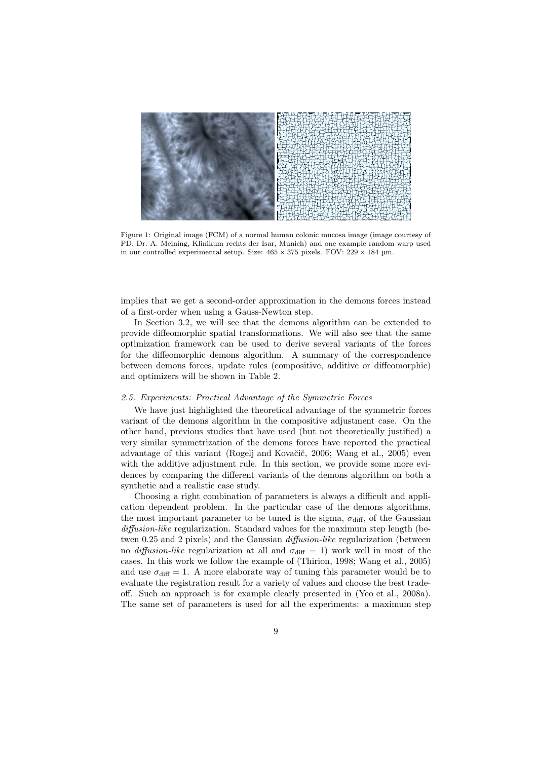Figure 1: Original image (FCM) of a normal human colonic mucosa image (image courtesy of PD. Dr. A. Meining, Klinikum rechts der Isar, Munich) and one example random warp used in our controlled experimental setup. Size: $465 \times 375$ pixels. FOV: $229 \times 184$ µm.

implies that we get a second-order approximation in the demons forces instead of a first-order when using a Gauss-Newton step.

In Section 3.2, we will see that the demons algorithm can be extended to provide diffeomorphic spatial transformations. We will also see that the same optimization framework can be used to derive several variants of the forces for the diffeomorphic demons algorithm. A summary of the correspondence between demons forces, update rules (compositive, additive or diffeomorphic) and optimizers will be shown in Table 2.

### *2.5. Experiments: Practical Advantage of the Symmetric Forces*

We have just highlighted the theoretical advantage of the symmetric forces variant of the demons algorithm in the compositive adjustment case. On the other hand, previous studies that have used (but not theoretically justified) a very similar symmetrization of the demons forces have reported the practical advantage of this variant (Rogelj and Kovačič, 2006; Wang et al., 2005) even with the additive adjustment rule. In this section, we provide some more evidences by comparing the different variants of the demons algorithm on both a synthetic and a realistic case study.

Choosing a right combination of parameters is always a difficult and application dependent problem. In the particular case of the demons algorithms, the most important parameter to be tuned is the sigma, $\sigma_{\text{diff}}$, of the Gaussian *diffusion-like* regularization. Standard values for the maximum step length (between 0.25 and 2 pixels) and the Gaussian *diffusion-like* regularization (between no *diffusion-like* regularization at all and $\sigma_{\text{diff}} = 1$) work well in most of the cases. In this work we follow the example of (Thirion, 1998; Wang et al., 2005) and use $\sigma_{\text{diff}} = 1$. A more elaborate way of tuning this parameter would be to evaluate the registration result for a variety of values and choose the best tradeoff. Such an approach is for example clearly presented in (Yeo et al., 2008a). The same set of parameters is used for all the experiments: a maximum step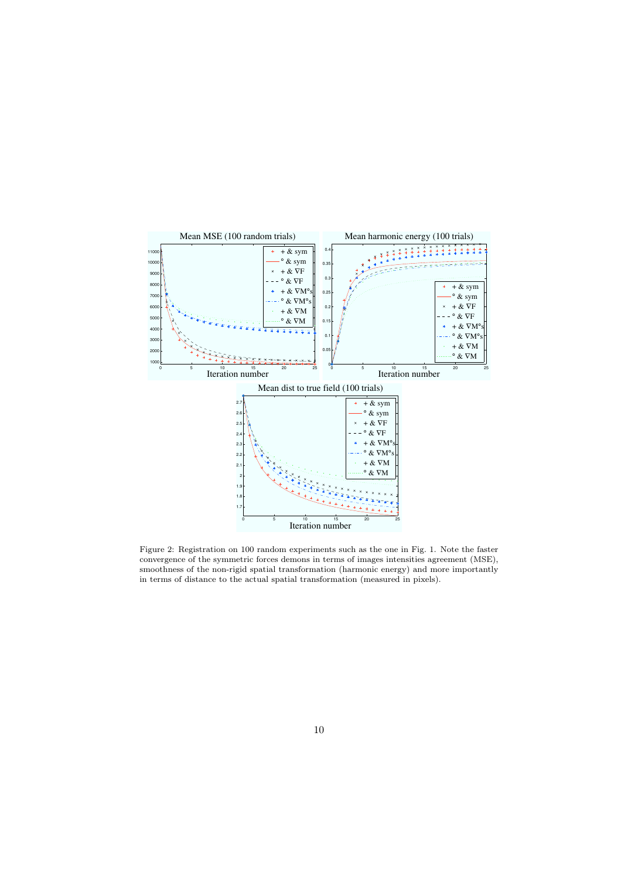Figure 2: Registration on 100 random experiments such as the one in Fig. 1. Note the faster convergence of the symmetric forces demons in terms of images intensities agreement (MSE), smoothness of the non-rigid spatial transformation (harmonic energy) and more importantly in terms of distance to the actual spatial transformation (measured in pixels).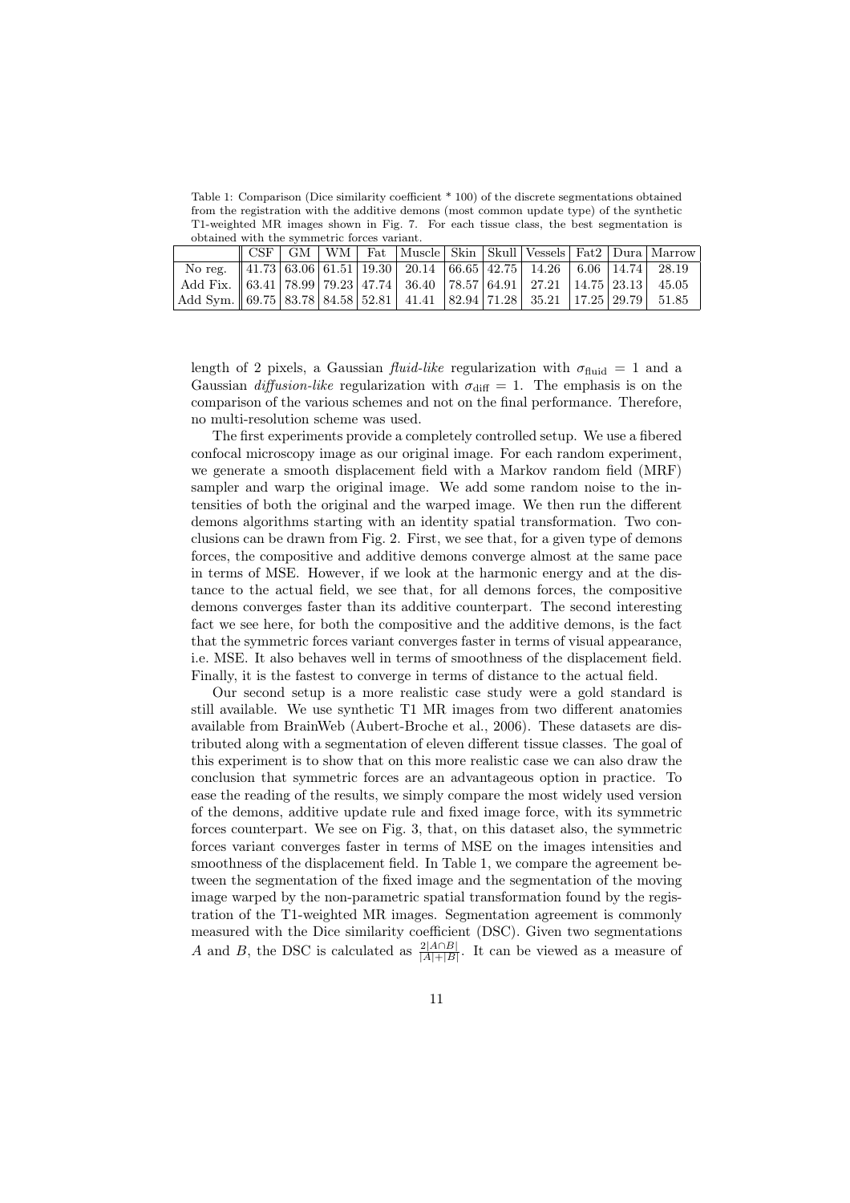Table 1: Comparison (Dice similarity coefficient * 100) of the discrete segmentations obtained from the registration with the additive demons (most common update type) of the synthetic T1-weighted MR images shown in Fig. 7. For each tissue class, the best segmentation is obtained with the symmetric forces variant.

| | CSF | GM | WM | Fat | Muscle | Skin | Skull | Vessels | Fat2 | Dura | Marrow |
|---|---|---|---|---|---|---|---|---|---|---|---|
| No reg. | 41.73 | 63.06 | 61.51 | 19.30 | 20.14 | 66.65 | 42.75 | 14.26 | 6.06 | 14.74 | 28.19 |
| Add Fix. | 63.41 | 78.99 | 79.23 | 47.74 | 36.40 | 78.57 | 64.91 | 27.21 | 14.75 | 23.13 | 45.05 |
| Add Sym. | 69.75 | 83.78 | 84.58 | 52.81 | 41.41 | 82.94 | 71.28 | 35.21 | 17.25 | 29.79 | 51.85 |

length of 2 pixels, a Gaussian *fluid-like* regularization with $\sigma_{\text{fluid}} = 1$ and a Gaussian *diffusion-like* regularization with $\sigma_{\text{diff}} = 1$. The emphasis is on the comparison of the various schemes and not on the final performance. Therefore, no multi-resolution scheme was used.

The first experiments provide a completely controlled setup. We use a fibered confocal microscopy image as our original image. For each random experiment, we generate a smooth displacement field with a Markov random field (MRF) sampler and warp the original image. We add some random noise to the intensities of both the original and the warped image. We then run the different demons algorithms starting with an identity spatial transformation. Two conclusions can be drawn from Fig. 2. First, we see that, for a given type of demons forces, the compositive and additive demons converge almost at the same pace in terms of MSE. However, if we look at the harmonic energy and at the distance to the actual field, we see that, for all demons forces, the compositive demons converges faster than its additive counterpart. The second interesting fact we see here, for both the compositive and the additive demons, is the fact that the symmetric forces variant converges faster in terms of visual appearance, i.e. MSE. It also behaves well in terms of smoothness of the displacement field. Finally, it is the fastest to converge in terms of distance to the actual field.

Our second setup is a more realistic case study were a gold standard is still available. We use synthetic T1 MR images from two different anatomies available from BrainWeb (Aubert-Broche et al., 2006). These datasets are distributed along with a segmentation of eleven different tissue classes. The goal of this experiment is to show that on this more realistic case we can also draw the conclusion that symmetric forces are an advantageous option in practice. To ease the reading of the results, we simply compare the most widely used version of the demons, additive update rule and fixed image force, with its symmetric forces counterpart. We see on Fig. 3, that, on this dataset also, the symmetric forces variant converges faster in terms of MSE on the images intensities and smoothness of the displacement field. In Table 1, we compare the agreement between the segmentation of the fixed image and the segmentation of the moving image warped by the non-parametric spatial transformation found by the registration of the T1-weighted MR images. Segmentation agreement is commonly measured with the Dice similarity coefficient (DSC). Given two segmentations $A$ and $B$, the DSC is calculated as $\frac{2|A \cap B|}{|A|+|B|}$. It can be viewed as a measure of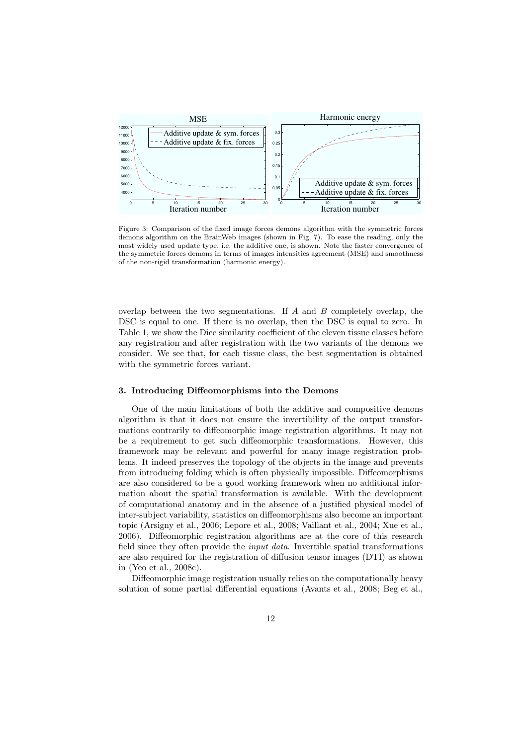Figure 3: Comparison of the fixed image forces demons algorithm with the symmetric forces demons algorithm on the BrainWeb images (shown in Fig. 7). To ease the reading, only the most widely used update type, i.e. the additive one, is shown. Note the faster convergence of the symmetric forces demons in terms of images intensities agreement (MSE) and smoothness of the non-rigid transformation (harmonic energy).

overlap between the two segmentations. If $A$ and $B$ completely overlap, the DSC is equal to one. If there is no overlap, then the DSC is equal to zero. In Table 1, we show the Dice similarity coefficient of the eleven tissue classes before any registration and after registration with the two variants of the demons we consider. We see that, for each tissue class, the best segmentation is obtained with the symmetric forces variant.

### 3. Introducing Diffeomorphisms into the Demons

One of the main limitations of both the additive and compositive demons algorithm is that it does not ensure the invertibility of the output transformations contrarily to diffeomorphic image registration algorithms. It may not be a requirement to get such diffeomorphic transformations. However, this framework may be relevant and powerful for many image registration problems. It indeed preserves the topology of the objects in the image and prevents from introducing folding which is often physically impossible. Diffeomorphisms are also considered to be a good working framework when no additional information about the spatial transformation is available. With the development of computational anatomy and in the absence of a justified physical model of inter-subject variability, statistics on diffeomorphisms also become an important topic (Arsigny et al., 2006; Lepore et al., 2008; Vaillant et al., 2004; Xue et al., 2006). Diffeomorphic registration algorithms are at the core of this research field since they often provide the *input data*. Invertible spatial transformations are also required for the registration of diffusion tensor images (DTI) as shown in (Yeo et al., 2008c).

Diffeomorphic image registration usually relies on the computationally heavy solution of some partial differential equations (Avants et al., 2008; Beg et al.,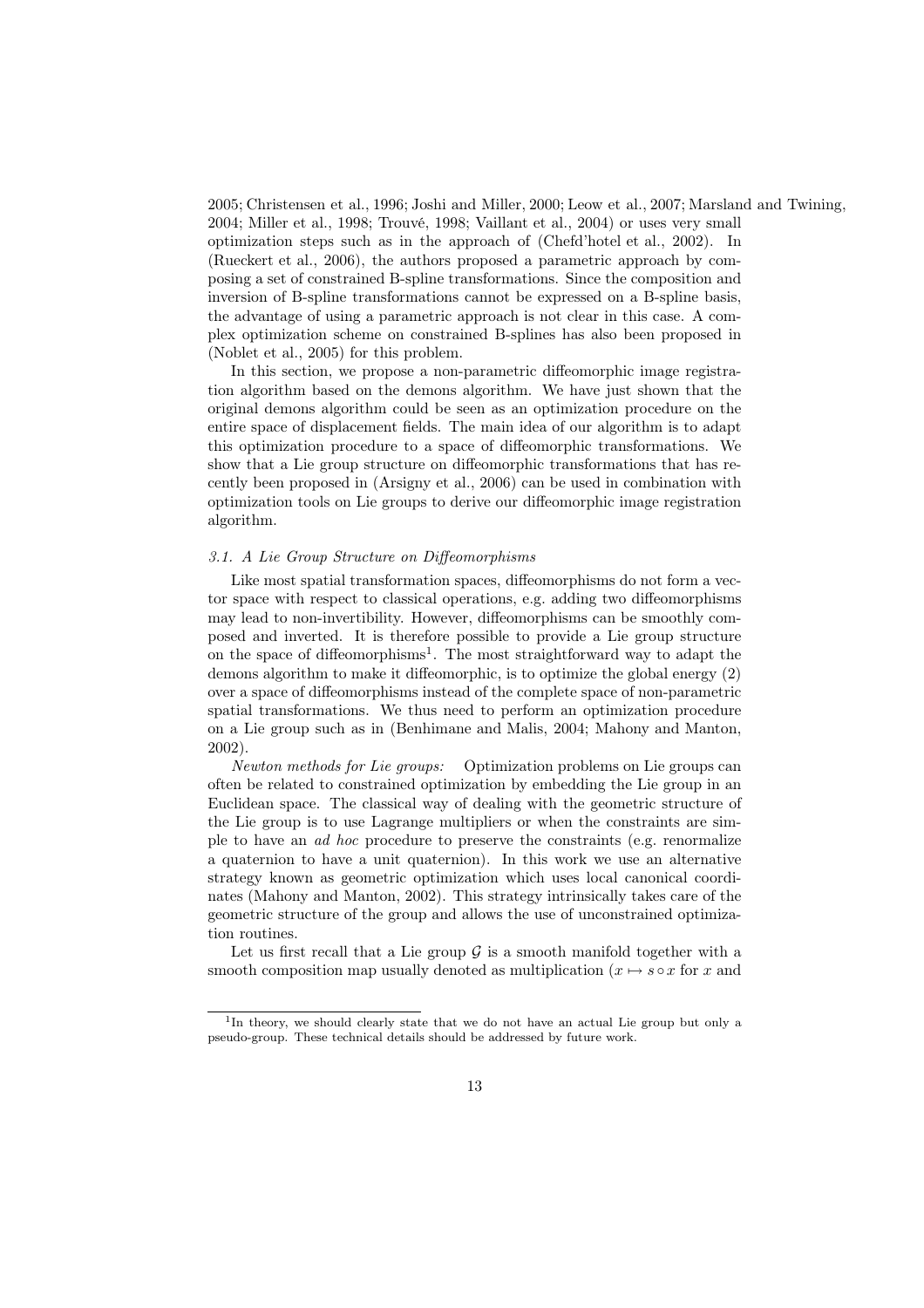2005; Christensen et al., 1996; Joshi and Miller, 2000; Leow et al., 2007; Marsland and Twining, 2004; Miller et al., 1998; Trouvé, 1998; Vaillant et al., 2004) or uses very small optimization steps such as in the approach of (Chefd'hotel et al., 2002). In (Rueckert et al., 2006), the authors proposed a parametric approach by composing a set of constrained B-spline transformations. Since the composition and inversion of B-spline transformations cannot be expressed on a B-spline basis, the advantage of using a parametric approach is not clear in this case. A complex optimization scheme on constrained B-splines has also been proposed in (Noblet et al., 2005) for this problem.

In this section, we propose a non-parametric diffeomorphic image registration algorithm based on the demons algorithm. We have just shown that the original demons algorithm could be seen as an optimization procedure on the entire space of displacement fields. The main idea of our algorithm is to adapt this optimization procedure to a space of diffeomorphic transformations. We show that a Lie group structure on diffeomorphic transformations that has recently been proposed in (Arsigny et al., 2006) can be used in combination with optimization tools on Lie groups to derive our diffeomorphic image registration algorithm.

### *3.1. A Lie Group Structure on Diffeomorphisms*

Like most spatial transformation spaces, diffeomorphisms do not form a vector space with respect to classical operations, e.g. adding two diffeomorphisms may lead to non-invertibility. However, diffeomorphisms can be smoothly composed and inverted. It is therefore possible to provide a Lie group structure on the space of diffeomorphisms[1]. The most straightforward way to adapt the demons algorithm to make it diffeomorphic, is to optimize the global energy (2) over a space of diffeomorphisms instead of the complete space of non-parametric spatial transformations. We thus need to perform an optimization procedure on a Lie group such as in (Benhimane and Malis, 2004; Mahony and Manton, 2002).

*Newton methods for Lie groups:* Optimization problems on Lie groups can often be related to constrained optimization by embedding the Lie group in an Euclidean space. The classical way of dealing with the geometric structure of the Lie group is to use Lagrange multipliers or when the constraints are simple to have an *ad hoc* procedure to preserve the constraints (e.g. renormalize a quaternion to have a unit quaternion). In this work we use an alternative strategy known as geometric optimization which uses local canonical coordinates (Mahony and Manton, 2002). This strategy intrinsically takes care of the geometric structure of the group and allows the use of unconstrained optimization routines.

Let us first recall that a Lie group $\mathcal{G}$ is a smooth manifold together with a smooth composition map usually denoted as multiplication ($x \mapsto s \circ x$ for $x$ and

[1] In theory, we should clearly state that we do not have an actual Lie group but only a pseudo-group. These technical details should be addressed by future work.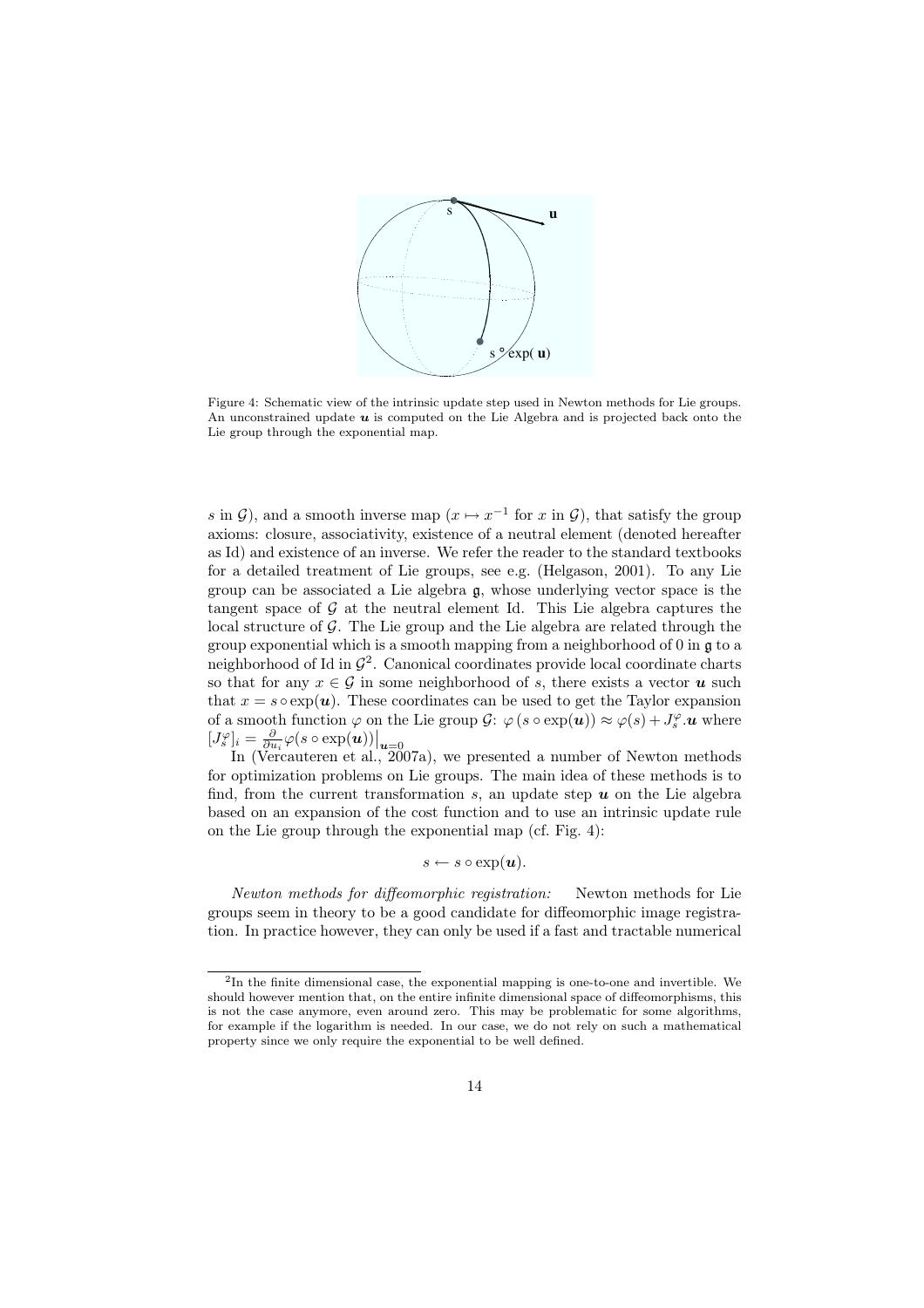Figure 4: Schematic view of the intrinsic update step used in Newton methods for Lie groups. An unconstrained update $\boldsymbol{u}$ is computed on the Lie Algebra and is projected back onto the Lie group through the exponential map.

$s$ in $\mathcal{G}$), and a smooth inverse map ($x \mapsto x^{-1}$ for $x$ in $\mathcal{G}$), that satisfy the group axioms: closure, associativity, existence of a neutral element (denoted hereafter as Id) and existence of an inverse. We refer the reader to the standard textbooks for a detailed treatment of Lie groups, see e.g. (Helgason, 2001). To any Lie group can be associated a Lie algebra $\mathfrak{g}$, whose underlying vector space is the tangent space of $\mathcal{G}$ at the neutral element Id. This Lie algebra captures the local structure of $\mathcal{G}$. The Lie group and the Lie algebra are related through the group exponential which is a smooth mapping from a neighborhood of 0 in $\mathfrak{g}$ to a neighborhood of Id in $\mathcal{G}$[2]. Canonical coordinates provide local coordinate charts so that for any $x \in \mathcal{G}$ in some neighborhood of $s$, there exists a vector $\boldsymbol{u}$ such that $x = s \circ \exp(\boldsymbol{u})$. These coordinates can be used to get the Taylor expansion of a smooth function $\varphi$ on the Lie group $\mathcal{G}$: $\varphi\left(s \circ \exp(\boldsymbol{u})\right) \approx \varphi(s) + J_s^{\varphi}.\boldsymbol{u}$ where $[J_s^{\varphi}]_i = \frac{\partial}{\partial u_i} \varphi(s \circ \exp(\boldsymbol{u}))\big|_{\boldsymbol{u}=0}$

In (Vercauteren et al., 2007a), we presented a number of Newton methods for optimization problems on Lie groups. The main idea of these methods is to find, from the current transformation $s$, an update step $\boldsymbol{u}$ on the Lie algebra based on an expansion of the cost function and to use an intrinsic update rule on the Lie group through the exponential map (cf. Fig. 4):

$$s \leftarrow s \circ \exp(\boldsymbol{u}).$$

*Newton methods for diffeomorphic registration:* Newton methods for Lie groups seem in theory to be a good candidate for diffeomorphic image registration. In practice however, they can only be used if a fast and tractable numerical

[2] In the finite dimensional case, the exponential mapping is one-to-one and invertible. We should however mention that, on the entire infinite dimensional space of diffeomorphisms, this is not the case anymore, even around zero. This may be problematic for some algorithms, for example if the logarithm is needed. In our case, we do not rely on such a mathematical property since we only require the exponential to be well defined.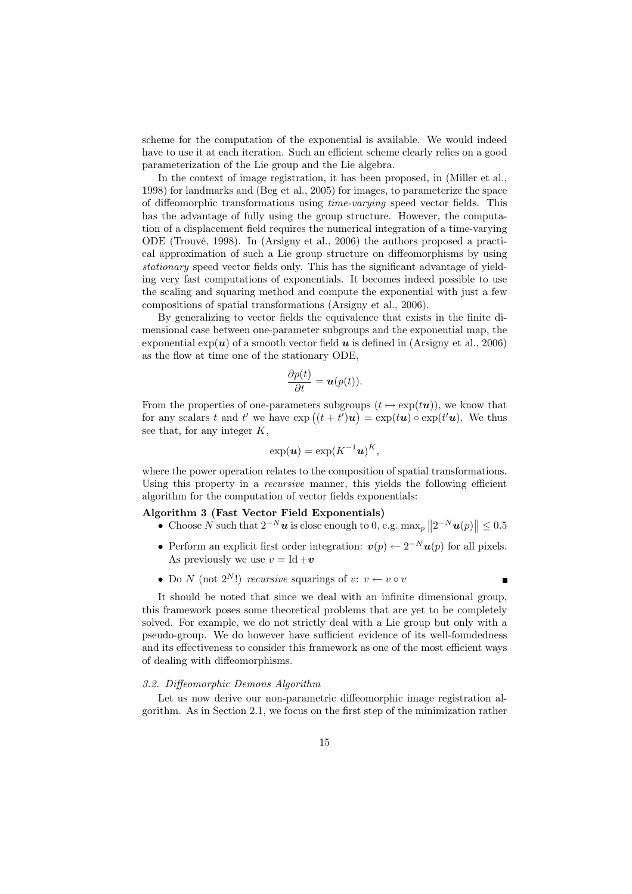scheme for the computation of the exponential is available. We would indeed have to use it at each iteration. Such an efficient scheme clearly relies on a good parameterization of the Lie group and the Lie algebra.

In the context of image registration, it has been proposed, in (Miller et al., 1998) for landmarks and (Beg et al., 2005) for images, to parameterize the space of diffeomorphic transformations using *time-varying* speed vector fields. This has the advantage of fully using the group structure. However, the computation of a displacement field requires the numerical integration of a time-varying ODE (Trouvé, 1998). In (Arsigny et al., 2006) the authors proposed a practical approximation of such a Lie group structure on diffeomorphisms by using *stationary* speed vector fields only. This has the significant advantage of yielding very fast computations of exponentials. It becomes indeed possible to use the scaling and squaring method and compute the exponential with just a few compositions of spatial transformations (Arsigny et al., 2006).

By generalizing to vector fields the equivalence that exists in the finite dimensional case between one-parameter subgroups and the exponential map, the exponential $\exp(\boldsymbol{u})$ of a smooth vector field $\boldsymbol{u}$ is defined in (Arsigny et al., 2006) as the flow at time one of the stationary ODE,

$$\frac{\partial p(t)}{\partial t} = \boldsymbol{u}(p(t)).$$

From the properties of one-parameters subgroups ($t \mapsto \exp(t\boldsymbol{u})$), we know that for any scalars $t$ and $t'$ we have $\exp\left((t+t')\boldsymbol{u}\right) = \exp(t\boldsymbol{u}) \circ \exp(t'\boldsymbol{u})$. We thus see that, for any integer $K$,

$$\exp(\boldsymbol{u}) = \exp(K^{-1}\boldsymbol{u})^K,$$

where the power operation relates to the composition of spatial transformations. Using this property in a *recursive* manner, this yields the following efficient algorithm for the computation of vector fields exponentials:

**Algorithm 3 (Fast Vector Field Exponentials)**

- Choose $N$ such that $2^{-N}\boldsymbol{u}$ is close enough to 0, e.g. $\max_p \left\|2^{-N}\boldsymbol{u}(p)\right\| \leq 0.5$
- Perform an explicit first order integration: $\boldsymbol{v}(p) \leftarrow 2^{-N}\boldsymbol{u}(p)$ for all pixels. As previously we use $v = \mathrm{Id} + \boldsymbol{v}$
- Do $N$ (not $2^N$!) *recursive* squarings of $v$: $v \leftarrow v \circ v$ ∎

It should be noted that since we deal with an infinite dimensional group, this framework poses some theoretical problems that are yet to be completely solved. For example, we do not strictly deal with a Lie group but only with a pseudo-group. We do however have sufficient evidence of its well-foundedness and its effectiveness to consider this framework as one of the most efficient ways of dealing with diffeomorphisms.

### *3.2. Diffeomorphic Demons Algorithm*

Let us now derive our non-parametric diffeomorphic image registration algorithm. As in Section 2.1, we focus on the first step of the minimization rather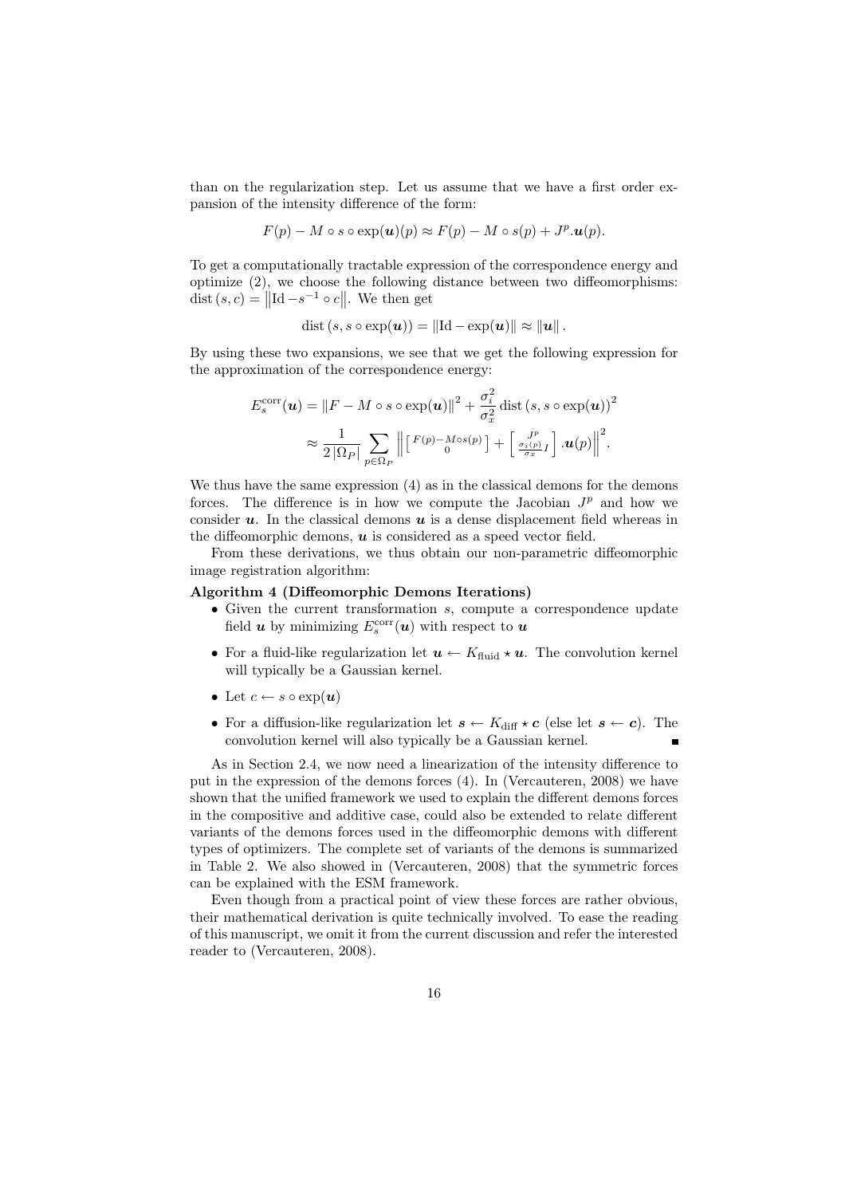than on the regularization step. Let us assume that we have a first order expansion of the intensity difference of the form:

$$F(p) - M \circ s \circ \exp(\boldsymbol{u})(p) \approx F(p) - M \circ s(p) + J^p.\boldsymbol{u}(p).$$

To get a computationally tractable expression of the correspondence energy and optimize (2), we choose the following distance between two diffeomorphisms: $\mathrm{dist}\,(s, c) = \left\|\mathrm{Id} - s^{-1} \circ c\right\|$. We then get

$$\mathrm{dist}\,(s, s \circ \exp(\boldsymbol{u})) = \|\mathrm{Id} - \exp(\boldsymbol{u})\| \approx \|\boldsymbol{u}\|\,.$$

By using these two expansions, we see that we get the following expression for the approximation of the correspondence energy:

$$\begin{aligned} E_s^{\mathrm{corr}}(\boldsymbol{u}) &= \|F - M \circ s \circ \exp(\boldsymbol{u})\|^2 + \frac{\sigma_i^2}{\sigma_x^2}\,\mathrm{dist}\,(s, s \circ \exp(\boldsymbol{u}))^2 \\ &\approx \frac{1}{2\,|\Omega_P|} \sum_{p \in \Omega_P} \left\| \begin{bmatrix} F(p) - M \circ s(p) \\ 0 \end{bmatrix} + \begin{bmatrix} J^p \\ \frac{\sigma_i(p)}{\sigma_x} I \end{bmatrix} .\boldsymbol{u}(p) \right\|^2. \end{aligned}$$

We thus have the same expression (4) as in the classical demons for the demons forces. The difference is in how we compute the Jacobian $J^p$ and how we consider $\boldsymbol{u}$. In the classical demons $\boldsymbol{u}$ is a dense displacement field whereas in the diffeomorphic demons, $\boldsymbol{u}$ is considered as a speed vector field.

From these derivations, we thus obtain our non-parametric diffeomorphic image registration algorithm:

**Algorithm 4 (Diffeomorphic Demons Iterations)**

- Given the current transformation $s$, compute a correspondence update field $\boldsymbol{u}$ by minimizing $E_s^{\mathrm{corr}}(\boldsymbol{u})$ with respect to $\boldsymbol{u}$
- For a fluid-like regularization let $\boldsymbol{u} \leftarrow K_{\mathrm{fluid}} \star \boldsymbol{u}$. The convolution kernel will typically be a Gaussian kernel.
- Let $c \leftarrow s \circ \exp(\boldsymbol{u})$
- For a diffusion-like regularization let $\boldsymbol{s} \leftarrow K_{\mathrm{diff}} \star \boldsymbol{c}$ (else let $\boldsymbol{s} \leftarrow \boldsymbol{c}$). The convolution kernel will also typically be a Gaussian kernel. ∎

As in Section 2.4, we now need a linearization of the intensity difference to put in the expression of the demons forces (4). In (Vercauteren, 2008) we have shown that the unified framework we used to explain the different demons forces in the compositive and additive case, could also be extended to relate different variants of the demons forces used in the diffeomorphic demons with different types of optimizers. The complete set of variants of the demons is summarized in Table 2. We also showed in (Vercauteren, 2008) that the symmetric forces can be explained with the ESM framework.

Even though from a practical point of view these forces are rather obvious, their mathematical derivation is quite technically involved. To ease the reading of this manuscript, we omit it from the current discussion and refer the interested reader to (Vercauteren, 2008).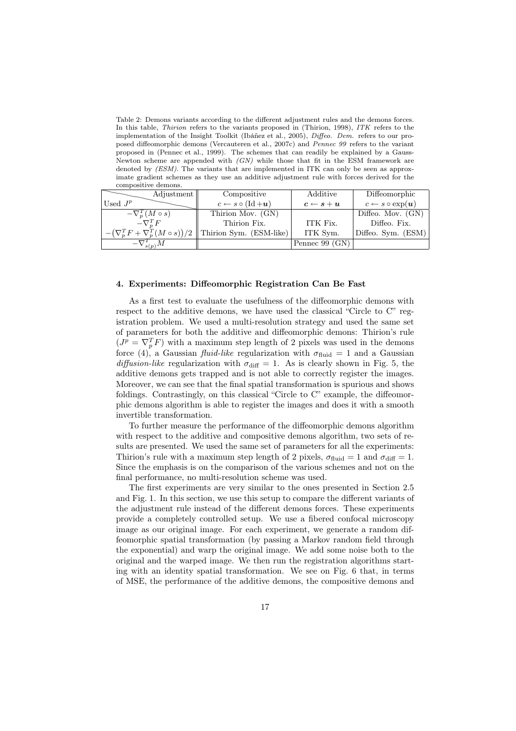Table 2: Demons variants according to the different adjustment rules and the demons forces. In this table, *Thirion* refers to the variants proposed in (Thirion, 1998), *ITK* refers to the implementation of the Insight Toolkit (Ibáñez et al., 2005), *Diffeo. Dem.* refers to our proposed diffeomorphic demons (Vercauteren et al., 2007c) and *Pennec 99* refers to the variant proposed in (Pennec et al., 1999). The schemes that can readily be explained by a Gauss-Newton scheme are appended with *(GN)* while those that fit in the ESM framework are denoted by *(ESM)*. The variants that are implemented in ITK can only be seen as approximate gradient schemes as they use an additive adjustment rule with forces derived for the compositive demons.

| Adjustment / Used $J^p$ | Compositive | Additive | Diffeomorphic |
|---|---|---|---|
| | $c \leftarrow s \circ (\mathrm{Id} + \boldsymbol{u})$ | $\boldsymbol{c} \leftarrow \boldsymbol{s} + \boldsymbol{u}$ | $c \leftarrow s \circ \exp(\boldsymbol{u})$ |
| $-\nabla_p^T (M \circ s)$ | Thirion Mov. (GN) | | Diffeo. Mov. (GN) |
| $-\nabla_p^T F$ | Thirion Fix. | ITK Fix. | Diffeo. Fix. |
| $-\left(\nabla_p^T F + \nabla_p^T (M \circ s)\right)/2$ | Thirion Sym. (ESM-like) | ITK Sym. | Diffeo. Sym. (ESM) |
| $-\nabla_{s(p)}^T M$ | | Pennec 99 (GN) | |

## 4. Experiments: Diffeomorphic Registration Can Be Fast

As a first test to evaluate the usefulness of the diffeomorphic demons with respect to the additive demons, we have used the classical "Circle to C" registration problem. We used a multi-resolution strategy and used the same set of parameters for both the additive and diffeomorphic demons: Thirion's rule ($J^p = \nabla_p^T F$) with a maximum step length of 2 pixels was used in the demons force (4), a Gaussian *fluid-like* regularization with $\sigma_{\text{fluid}} = 1$ and a Gaussian *diffusion-like* regularization with $\sigma_{\text{diff}} = 1$. As is clearly shown in Fig. 5, the additive demons gets trapped and is not able to correctly register the images. Moreover, we can see that the final spatial transformation is spurious and shows foldings. Contrastingly, on this classical "Circle to C" example, the diffeomorphic demons algorithm is able to register the images and does it with a smooth invertible transformation.

To further measure the performance of the diffeomorphic demons algorithm with respect to the additive and compositive demons algorithm, two sets of results are presented. We used the same set of parameters for all the experiments: Thirion's rule with a maximum step length of 2 pixels, $\sigma_{\text{fluid}} = 1$ and $\sigma_{\text{diff}} = 1$. Since the emphasis is on the comparison of the various schemes and not on the final performance, no multi-resolution scheme was used.

The first experiments are very similar to the ones presented in Section 2.5 and Fig. 1. In this section, we use this setup to compare the different variants of the adjustment rule instead of the different demons forces. These experiments provide a completely controlled setup. We use a fibered confocal microscopy image as our original image. For each experiment, we generate a random diffeomorphic spatial transformation (by passing a Markov random field through the exponential) and warp the original image. We add some noise both to the original and the warped image. We then run the registration algorithms starting with an identity spatial transformation. We see on Fig. 6 that, in terms of MSE, the performance of the additive demons, the compositive demons and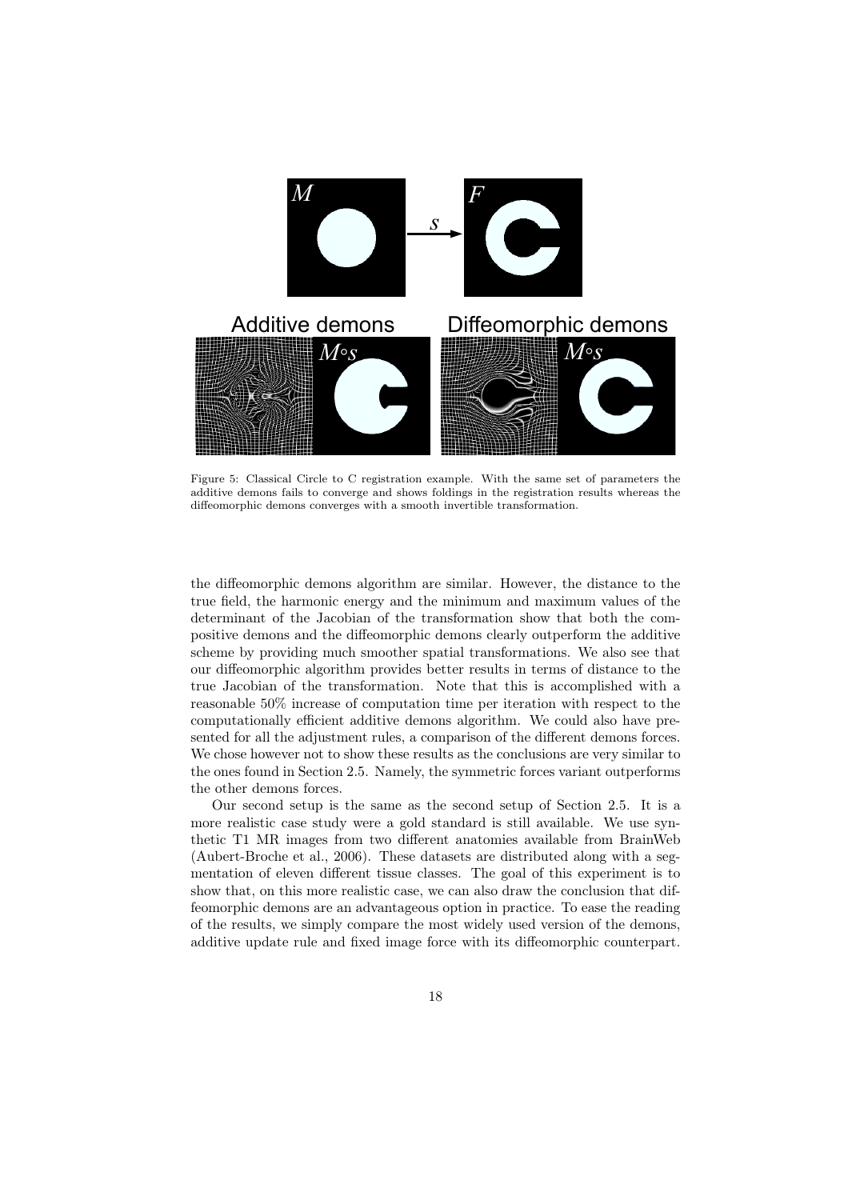Figure 5: Classical Circle to C registration example. With the same set of parameters the additive demons fails to converge and shows foldings in the registration results whereas the diffeomorphic demons converges with a smooth invertible transformation.

the diffeomorphic demons algorithm are similar. However, the distance to the true field, the harmonic energy and the minimum and maximum values of the determinant of the Jacobian of the transformation show that both the compositive demons and the diffeomorphic demons clearly outperform the additive scheme by providing much smoother spatial transformations. We also see that our diffeomorphic algorithm provides better results in terms of distance to the true Jacobian of the transformation. Note that this is accomplished with a reasonable 50% increase of computation time per iteration with respect to the computationally efficient additive demons algorithm. We could also have presented for all the adjustment rules, a comparison of the different demons forces. We chose however not to show these results as the conclusions are very similar to the ones found in Section 2.5. Namely, the symmetric forces variant outperforms the other demons forces.

Our second setup is the same as the second setup of Section 2.5. It is a more realistic case study were a gold standard is still available. We use synthetic T1 MR images from two different anatomies available from BrainWeb (Aubert-Broche et al., 2006). These datasets are distributed along with a segmentation of eleven different tissue classes. The goal of this experiment is to show that, on this more realistic case, we can also draw the conclusion that diffeomorphic demons are an advantageous option in practice. To ease the reading of the results, we simply compare the most widely used version of the demons, additive update rule and fixed image force with its diffeomorphic counterpart.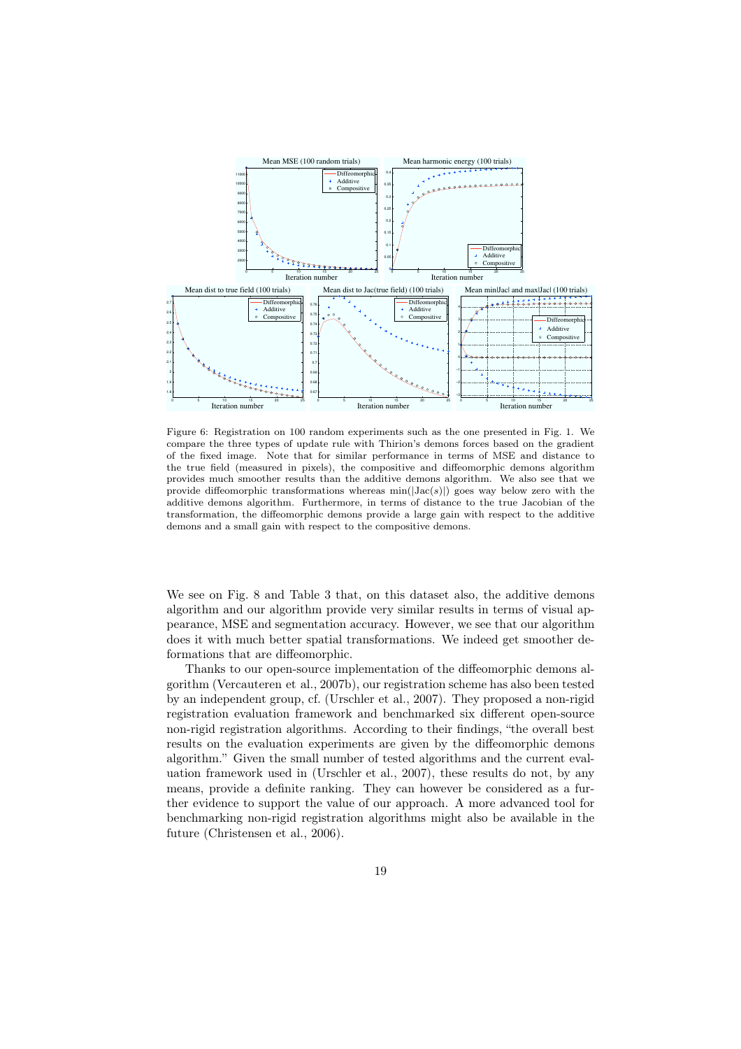Figure 6: Registration on 100 random experiments such as the one presented in Fig. 1. We compare the three types of update rule with Thirion's demons forces based on the gradient of the fixed image. Note that for similar performance in terms of MSE and distance to the true field (measured in pixels), the compositive and diffeomorphic demons algorithm provides much smoother results than the additive demons algorithm. We also see that we provide diffeomorphic transformations whereas $\min(|\mathrm{Jac}(s)|)$ goes way below zero with the additive demons algorithm. Furthermore, in terms of distance to the true Jacobian of the transformation, the diffeomorphic demons provide a large gain with respect to the additive demons and a small gain with respect to the compositive demons.

We see on Fig. 8 and Table 3 that, on this dataset also, the additive demons algorithm and our algorithm provide very similar results in terms of visual appearance, MSE and segmentation accuracy. However, we see that our algorithm does it with much better spatial transformations. We indeed get smoother deformations that are diffeomorphic.

Thanks to our open-source implementation of the diffeomorphic demons algorithm (Vercauteren et al., 2007b), our registration scheme has also been tested by an independent group, cf. (Urschler et al., 2007). They proposed a non-rigid registration evaluation framework and benchmarked six different open-source non-rigid registration algorithms. According to their findings, "the overall best results on the evaluation experiments are given by the diffeomorphic demons algorithm." Given the small number of tested algorithms and the current evaluation framework used in (Urschler et al., 2007), these results do not, by any means, provide a definite ranking. They can however be considered as a further evidence to support the value of our approach. A more advanced tool for benchmarking non-rigid registration algorithms might also be available in the future (Christensen et al., 2006).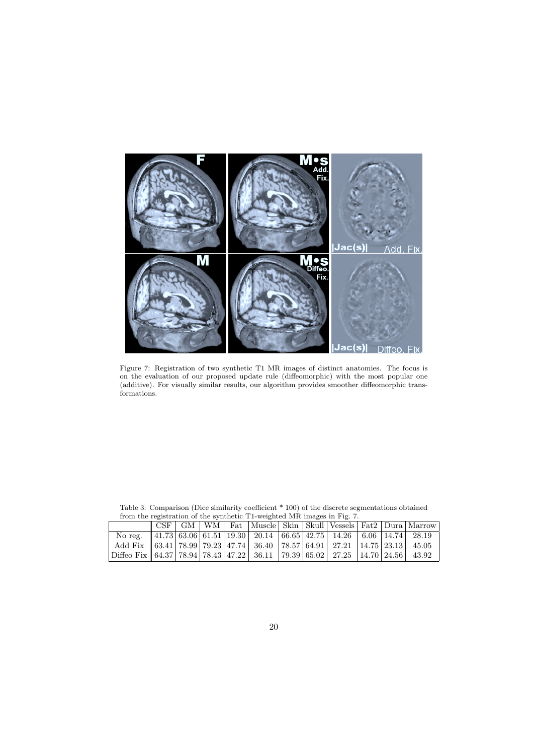Figure 7: Registration of two synthetic T1 MR images of distinct anatomies. The focus is on the evaluation of our proposed update rule (diffeomorphic) with the most popular one (additive). For visually similar results, our algorithm provides smoother diffeomorphic transformations.

Table 3: Comparison (Dice similarity coefficient * 100) of the discrete segmentations obtained from the registration of the synthetic T1-weighted MR images in Fig. 7.

| | CSF | GM | WM | Fat | Muscle | Skin | Skull | Vessels | Fat2 | Dura | Marrow |
|---|---|---|---|---|---|---|---|---|---|---|---|
| No reg. | 41.73 | 63.06 | 61.51 | 19.30 | 20.14 | 66.65 | 42.75 | 14.26 | 6.06 | 14.74 | 28.19 |
| Add Fix | 63.41 | 78.99 | 79.23 | 47.74 | 36.40 | 78.57 | 64.91 | 27.21 | 14.75 | 23.13 | 45.05 |
| Diffeo Fix | 64.37 | 78.94 | 78.43 | 47.22 | 36.11 | 79.39 | 65.02 | 27.25 | 14.70 | 24.56 | 43.92 |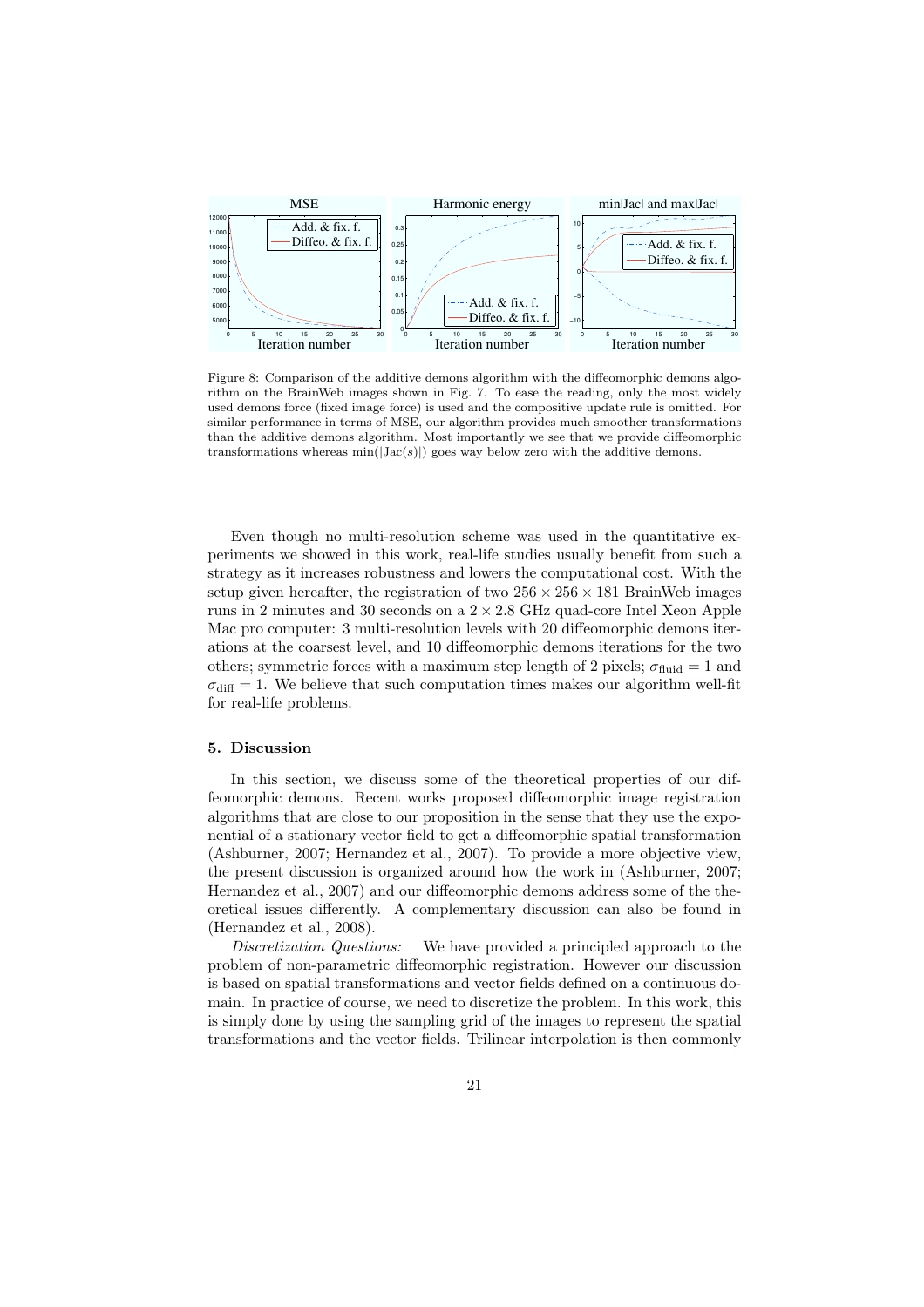Figure 8: Comparison of the additive demons algorithm with the diffeomorphic demons algorithm on the BrainWeb images shown in Fig. 7. To ease the reading, only the most widely used demons force (fixed image force) is used and the compositive update rule is omitted. For similar performance in terms of MSE, our algorithm provides much smoother transformations than the additive demons algorithm. Most importantly we see that we provide diffeomorphic transformations whereas $\min(|\mathrm{Jac}(s)|)$ goes way below zero with the additive demons.

Even though no multi-resolution scheme was used in the quantitative experiments we showed in this work, real-life studies usually benefit from such a strategy as it increases robustness and lowers the computational cost. With the setup given hereafter, the registration of two $256 \times 256 \times 181$ BrainWeb images runs in 2 minutes and 30 seconds on a $2 \times 2.8$ GHz quad-core Intel Xeon Apple Mac pro computer: 3 multi-resolution levels with 20 diffeomorphic demons iterations at the coarsest level, and 10 diffeomorphic demons iterations for the two others; symmetric forces with a maximum step length of 2 pixels; $\sigma_{\text{fluid}} = 1$ and $\sigma_{\text{diff}} = 1$. We believe that such computation times makes our algorithm well-fit for real-life problems.

## 5. Discussion

In this section, we discuss some of the theoretical properties of our diffeomorphic demons. Recent works proposed diffeomorphic image registration algorithms that are close to our proposition in the sense that they use the exponential of a stationary vector field to get a diffeomorphic spatial transformation (Ashburner, 2007; Hernandez et al., 2007). To provide a more objective view, the present discussion is organized around how the work in (Ashburner, 2007; Hernandez et al., 2007) and our diffeomorphic demons address some of the theoretical issues differently. A complementary discussion can also be found in (Hernandez et al., 2008).

*Discretization Questions:* We have provided a principled approach to the problem of non-parametric diffeomorphic registration. However our discussion is based on spatial transformations and vector fields defined on a continuous domain. In practice of course, we need to discretize the problem. In this work, this is simply done by using the sampling grid of the images to represent the spatial transformations and the vector fields. Trilinear interpolation is then commonly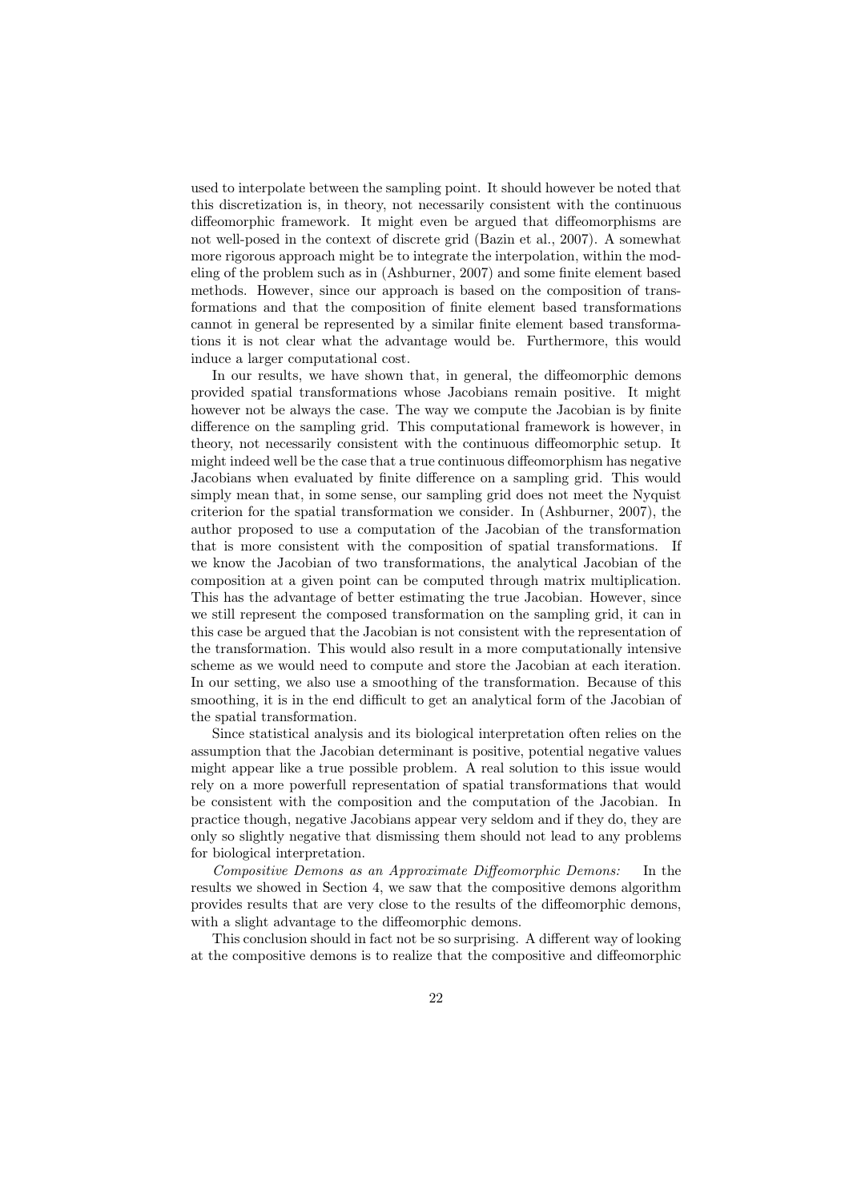used to interpolate between the sampling point. It should however be noted that this discretization is, in theory, not necessarily consistent with the continuous diffeomorphic framework. It might even be argued that diffeomorphisms are not well-posed in the context of discrete grid (Bazin et al., 2007). A somewhat more rigorous approach might be to integrate the interpolation, within the modeling of the problem such as in (Ashburner, 2007) and some finite element based methods. However, since our approach is based on the composition of transformations and that the composition of finite element based transformations cannot in general be represented by a similar finite element based transformations it is not clear what the advantage would be. Furthermore, this would induce a larger computational cost.

In our results, we have shown that, in general, the diffeomorphic demons provided spatial transformations whose Jacobians remain positive. It might however not be always the case. The way we compute the Jacobian is by finite difference on the sampling grid. This computational framework is however, in theory, not necessarily consistent with the continuous diffeomorphic setup. It might indeed well be the case that a true continuous diffeomorphism has negative Jacobians when evaluated by finite difference on a sampling grid. This would simply mean that, in some sense, our sampling grid does not meet the Nyquist criterion for the spatial transformation we consider. In (Ashburner, 2007), the author proposed to use a computation of the Jacobian of the transformation that is more consistent with the composition of spatial transformations. If we know the Jacobian of two transformations, the analytical Jacobian of the composition at a given point can be computed through matrix multiplication. This has the advantage of better estimating the true Jacobian. However, since we still represent the composed transformation on the sampling grid, it can in this case be argued that the Jacobian is not consistent with the representation of the transformation. This would also result in a more computationally intensive scheme as we would need to compute and store the Jacobian at each iteration. In our setting, we also use a smoothing of the transformation. Because of this smoothing, it is in the end difficult to get an analytical form of the Jacobian of the spatial transformation.

Since statistical analysis and its biological interpretation often relies on the assumption that the Jacobian determinant is positive, potential negative values might appear like a true possible problem. A real solution to this issue would rely on a more powerfull representation of spatial transformations that would be consistent with the composition and the computation of the Jacobian. In practice though, negative Jacobians appear very seldom and if they do, they are only so slightly negative that dismissing them should not lead to any problems for biological interpretation.

*Compositive Demons as an Approximate Diffeomorphic Demons:* In the results we showed in Section 4, we saw that the compositive demons algorithm provides results that are very close to the results of the diffeomorphic demons, with a slight advantage to the diffeomorphic demons.

This conclusion should in fact not be so surprising. A different way of looking at the compositive demons is to realize that the compositive and diffeomorphic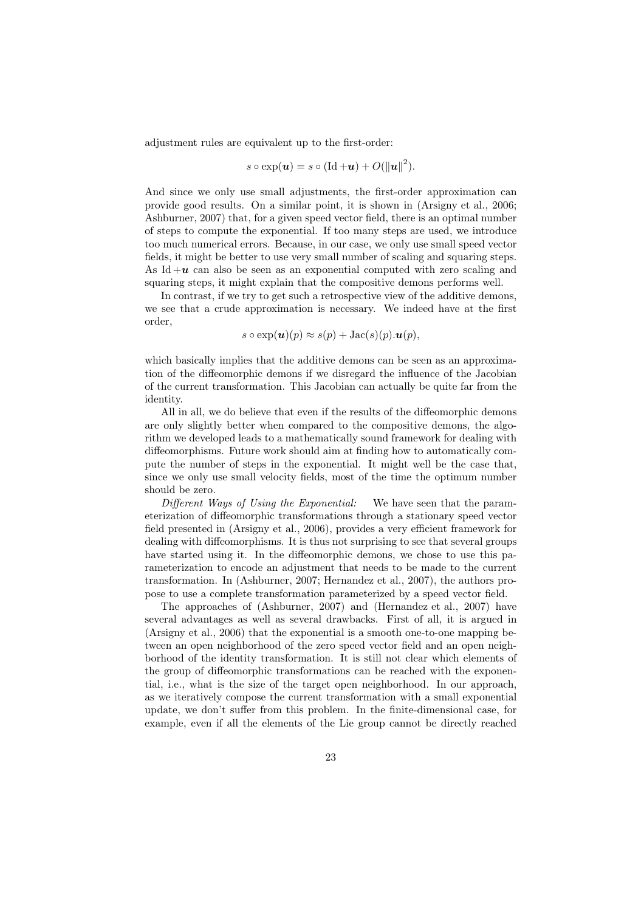adjustment rules are equivalent up to the first-order:

$$s \circ \exp(\boldsymbol{u}) = s \circ (\mathrm{Id} + \boldsymbol{u}) + O(\|\boldsymbol{u}\|^2).$$

And since we only use small adjustments, the first-order approximation can provide good results. On a similar point, it is shown in (Arsigny et al., 2006; Ashburner, 2007) that, for a given speed vector field, there is an optimal number of steps to compute the exponential. If too many steps are used, we introduce too much numerical errors. Because, in our case, we only use small speed vector fields, it might be better to use very small number of scaling and squaring steps. As $\mathrm{Id} + \boldsymbol{u}$ can also be seen as an exponential computed with zero scaling and squaring steps, it might explain that the compositive demons performs well.

In contrast, if we try to get such a retrospective view of the additive demons, we see that a crude approximation is necessary. We indeed have at the first order,

$$s \circ \exp(\boldsymbol{u})(p) \approx s(p) + \mathrm{Jac}(s)(p).\boldsymbol{u}(p),$$

which basically implies that the additive demons can be seen as an approximation of the diffeomorphic demons if we disregard the influence of the Jacobian of the current transformation. This Jacobian can actually be quite far from the identity.

All in all, we do believe that even if the results of the diffeomorphic demons are only slightly better when compared to the compositive demons, the algorithm we developed leads to a mathematically sound framework for dealing with diffeomorphisms. Future work should aim at finding how to automatically compute the number of steps in the exponential. It might well be the case that, since we only use small velocity fields, most of the time the optimum number should be zero.

*Different Ways of Using the Exponential:* We have seen that the parameterization of diffeomorphic transformations through a stationary speed vector field presented in (Arsigny et al., 2006), provides a very efficient framework for dealing with diffeomorphisms. It is thus not surprising to see that several groups have started using it. In the diffeomorphic demons, we chose to use this parameterization to encode an adjustment that needs to be made to the current transformation. In (Ashburner, 2007; Hernandez et al., 2007), the authors propose to use a complete transformation parameterized by a speed vector field.

The approaches of (Ashburner, 2007) and (Hernandez et al., 2007) have several advantages as well as several drawbacks. First of all, it is argued in (Arsigny et al., 2006) that the exponential is a smooth one-to-one mapping between an open neighborhood of the zero speed vector field and an open neighborhood of the identity transformation. It is still not clear which elements of the group of diffeomorphic transformations can be reached with the exponential, i.e., what is the size of the target open neighborhood. In our approach, as we iteratively compose the current transformation with a small exponential update, we don't suffer from this problem. In the finite-dimensional case, for example, even if all the elements of the Lie group cannot be directly reached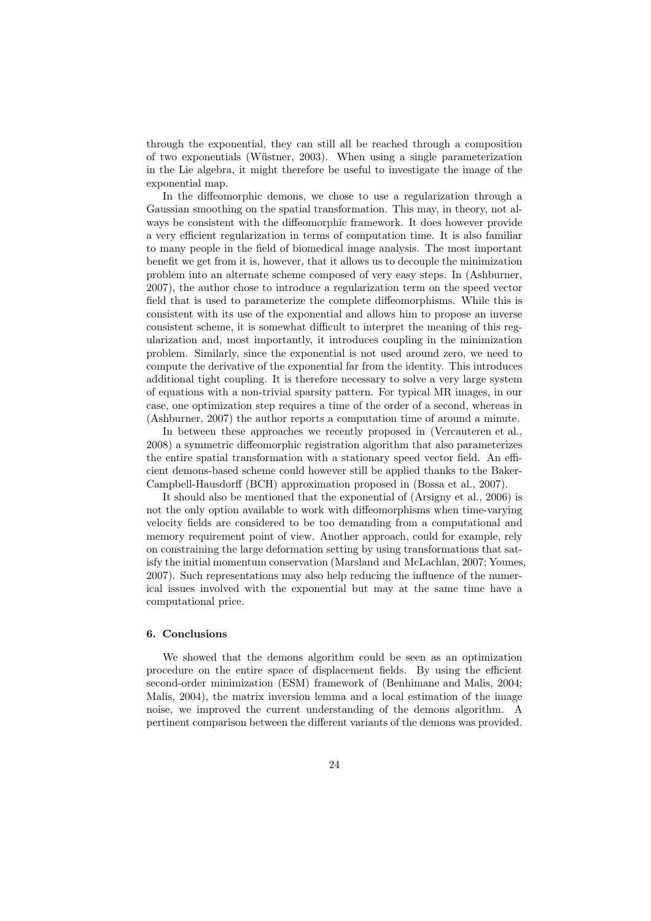through the exponential, they can still all be reached through a composition of two exponentials (Wüstner, 2003). When using a single parameterization in the Lie algebra, it might therefore be useful to investigate the image of the exponential map.

In the diffeomorphic demons, we chose to use a regularization through a Gaussian smoothing on the spatial transformation. This may, in theory, not always be consistent with the diffeomorphic framework. It does however provide a very efficient regularization in terms of computation time. It is also familiar to many people in the field of biomedical image analysis. The most important benefit we get from it is, however, that it allows us to decouple the minimization problem into an alternate scheme composed of very easy steps. In (Ashburner, 2007), the author chose to introduce a regularization term on the speed vector field that is used to parameterize the complete diffeomorphisms. While this is consistent with its use of the exponential and allows him to propose an inverse consistent scheme, it is somewhat difficult to interpret the meaning of this regularization and, most importantly, it introduces coupling in the minimization problem. Similarly, since the exponential is not used around zero, we need to compute the derivative of the exponential far from the identity. This introduces additional tight coupling. It is therefore necessary to solve a very large system of equations with a non-trivial sparsity pattern. For typical MR images, in our case, one optimization step requires a time of the order of a second, whereas in (Ashburner, 2007) the author reports a computation time of around a minute.

In between these approaches we recently proposed in (Vercauteren et al., 2008) a symmetric diffeomorphic registration algorithm that also parameterizes the entire spatial transformation with a stationary speed vector field. An efficient demons-based scheme could however still be applied thanks to the Baker-Campbell-Hausdorff (BCH) approximation proposed in (Bossa et al., 2007).

It should also be mentioned that the exponential of (Arsigny et al., 2006) is not the only option available to work with diffeomorphisms when time-varying velocity fields are considered to be too demanding from a computational and memory requirement point of view. Another approach, could for example, rely on constraining the large deformation setting by using transformations that satisfy the initial momentum conservation (Marsland and McLachlan, 2007; Younes, 2007). Such representations may also help reducing the influence of the numerical issues involved with the exponential but may at the same time have a computational price.

### 6. Conclusions

We showed that the demons algorithm could be seen as an optimization procedure on the entire space of displacement fields. By using the efficient second-order minimization (ESM) framework of (Benhimane and Malis, 2004; Malis, 2004), the matrix inversion lemma and a local estimation of the image noise, we improved the current understanding of the demons algorithm. A pertinent comparison between the different variants of the demons was provided.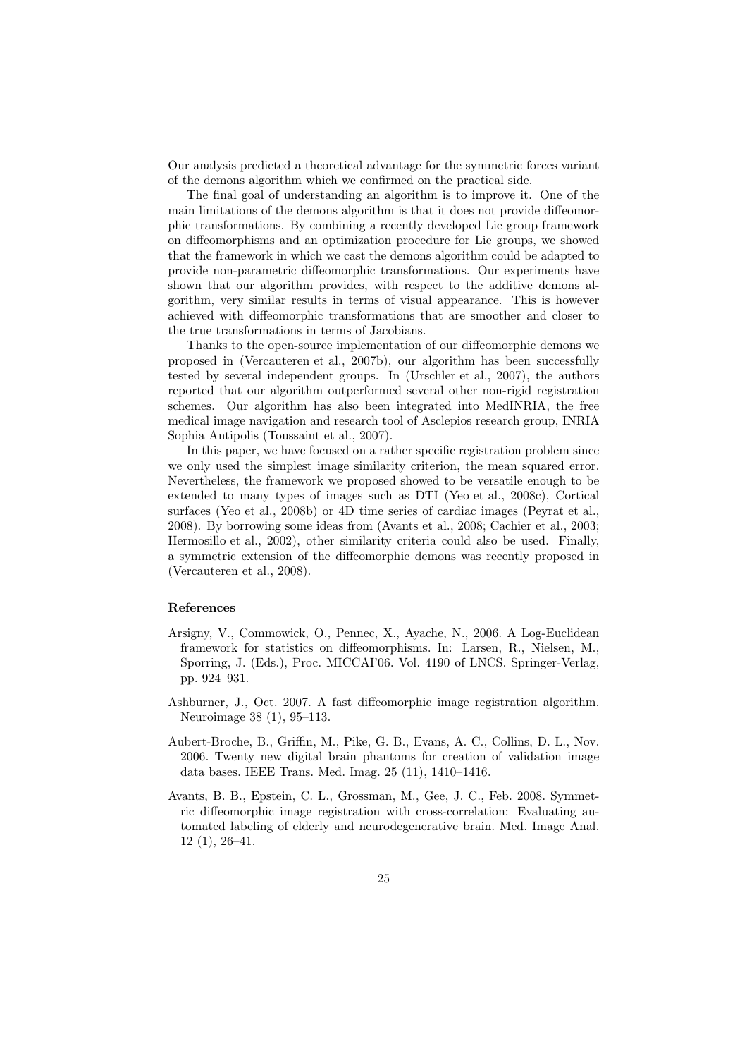Our analysis predicted a theoretical advantage for the symmetric forces variant of the demons algorithm which we confirmed on the practical side.

The final goal of understanding an algorithm is to improve it. One of the main limitations of the demons algorithm is that it does not provide diffeomorphic transformations. By combining a recently developed Lie group framework on diffeomorphisms and an optimization procedure for Lie groups, we showed that the framework in which we cast the demons algorithm could be adapted to provide non-parametric diffeomorphic transformations. Our experiments have shown that our algorithm provides, with respect to the additive demons algorithm, very similar results in terms of visual appearance. This is however achieved with diffeomorphic transformations that are smoother and closer to the true transformations in terms of Jacobians.

Thanks to the open-source implementation of our diffeomorphic demons we proposed in (Vercauteren et al., 2007b), our algorithm has been successfully tested by several independent groups. In (Urschler et al., 2007), the authors reported that our algorithm outperformed several other non-rigid registration schemes. Our algorithm has also been integrated into MedINRIA, the free medical image navigation and research tool of Asclepios research group, INRIA Sophia Antipolis (Toussaint et al., 2007).

In this paper, we have focused on a rather specific registration problem since we only used the simplest image similarity criterion, the mean squared error. Nevertheless, the framework we proposed showed to be versatile enough to be extended to many types of images such as DTI (Yeo et al., 2008c), Cortical surfaces (Yeo et al., 2008b) or 4D time series of cardiac images (Peyrat et al., 2008). By borrowing some ideas from (Avants et al., 2008; Cachier et al., 2003; Hermosillo et al., 2002), other similarity criteria could also be used. Finally, a symmetric extension of the diffeomorphic demons was recently proposed in (Vercauteren et al., 2008).

## References

Arsigny, V., Commowick, O., Pennec, X., Ayache, N., 2006. A Log-Euclidean framework for statistics on diffeomorphisms. In: Larsen, R., Nielsen, M., Sporring, J. (Eds.), Proc. MICCAI'06. Vol. 4190 of LNCS. Springer-Verlag, pp. 924–931.

Ashburner, J., Oct. 2007. A fast diffeomorphic image registration algorithm. Neuroimage 38 (1), 95–113.

Aubert-Broche, B., Griffin, M., Pike, G. B., Evans, A. C., Collins, D. L., Nov. 2006. Twenty new digital brain phantoms for creation of validation image data bases. IEEE Trans. Med. Imag. 25 (11), 1410–1416.

Avants, B. B., Epstein, C. L., Grossman, M., Gee, J. C., Feb. 2008. Symmetric diffeomorphic image registration with cross-correlation: Evaluating automated labeling of elderly and neurodegenerative brain. Med. Image Anal. 12 (1), 26–41.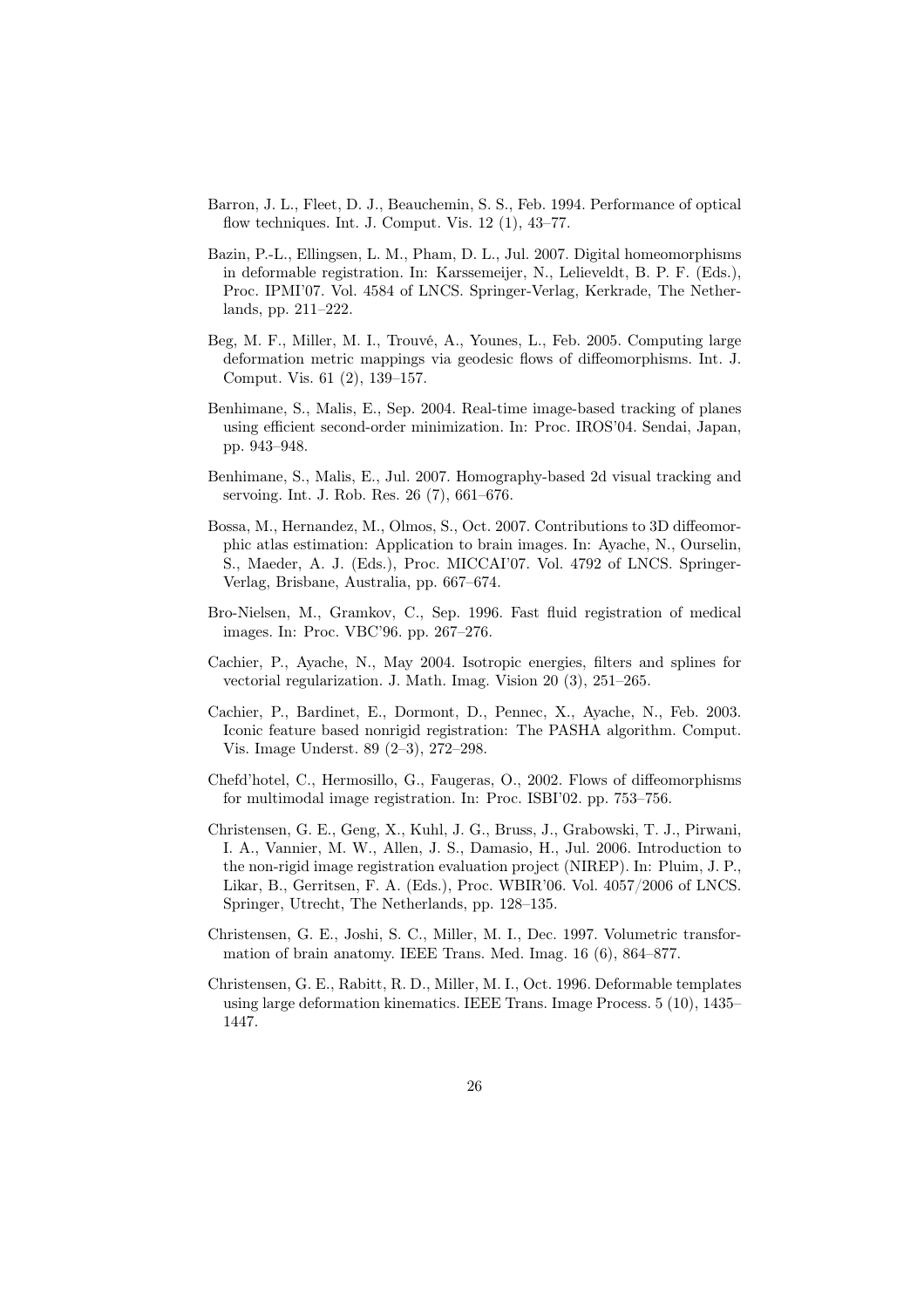Barron, J. L., Fleet, D. J., Beauchemin, S. S., Feb. 1994. Performance of optical flow techniques. Int. J. Comput. Vis. 12 (1), 43–77.

Bazin, P.-L., Ellingsen, L. M., Pham, D. L., Jul. 2007. Digital homeomorphisms in deformable registration. In: Karssemeijer, N., Lelieveldt, B. P. F. (Eds.), Proc. IPMI'07. Vol. 4584 of LNCS. Springer-Verlag, Kerkrade, The Netherlands, pp. 211–222.

Beg, M. F., Miller, M. I., Trouvé, A., Younes, L., Feb. 2005. Computing large deformation metric mappings via geodesic flows of diffeomorphisms. Int. J. Comput. Vis. 61 (2), 139–157.

Benhimane, S., Malis, E., Sep. 2004. Real-time image-based tracking of planes using efficient second-order minimization. In: Proc. IROS'04. Sendai, Japan, pp. 943–948.

Benhimane, S., Malis, E., Jul. 2007. Homography-based 2d visual tracking and servoing. Int. J. Rob. Res. 26 (7), 661–676.

Bossa, M., Hernandez, M., Olmos, S., Oct. 2007. Contributions to 3D diffeomorphic atlas estimation: Application to brain images. In: Ayache, N., Ourselin, S., Maeder, A. J. (Eds.), Proc. MICCAI'07. Vol. 4792 of LNCS. Springer-Verlag, Brisbane, Australia, pp. 667–674.

Bro-Nielsen, M., Gramkov, C., Sep. 1996. Fast fluid registration of medical images. In: Proc. VBC'96. pp. 267–276.

Cachier, P., Ayache, N., May 2004. Isotropic energies, filters and splines for vectorial regularization. J. Math. Imag. Vision 20 (3), 251–265.

Cachier, P., Bardinet, E., Dormont, D., Pennec, X., Ayache, N., Feb. 2003. Iconic feature based nonrigid registration: The PASHA algorithm. Comput. Vis. Image Underst. 89 (2–3), 272–298.

Chefd'hotel, C., Hermosillo, G., Faugeras, O., 2002. Flows of diffeomorphisms for multimodal image registration. In: Proc. ISBI'02. pp. 753–756.

Christensen, G. E., Geng, X., Kuhl, J. G., Bruss, J., Grabowski, T. J., Pirwani, I. A., Vannier, M. W., Allen, J. S., Damasio, H., Jul. 2006. Introduction to the non-rigid image registration evaluation project (NIREP). In: Pluim, J. P., Likar, B., Gerritsen, F. A. (Eds.), Proc. WBIR'06. Vol. 4057/2006 of LNCS. Springer, Utrecht, The Netherlands, pp. 128–135.

Christensen, G. E., Joshi, S. C., Miller, M. I., Dec. 1997. Volumetric transformation of brain anatomy. IEEE Trans. Med. Imag. 16 (6), 864–877.

Christensen, G. E., Rabitt, R. D., Miller, M. I., Oct. 1996. Deformable templates using large deformation kinematics. IEEE Trans. Image Process. 5 (10), 1435–1447.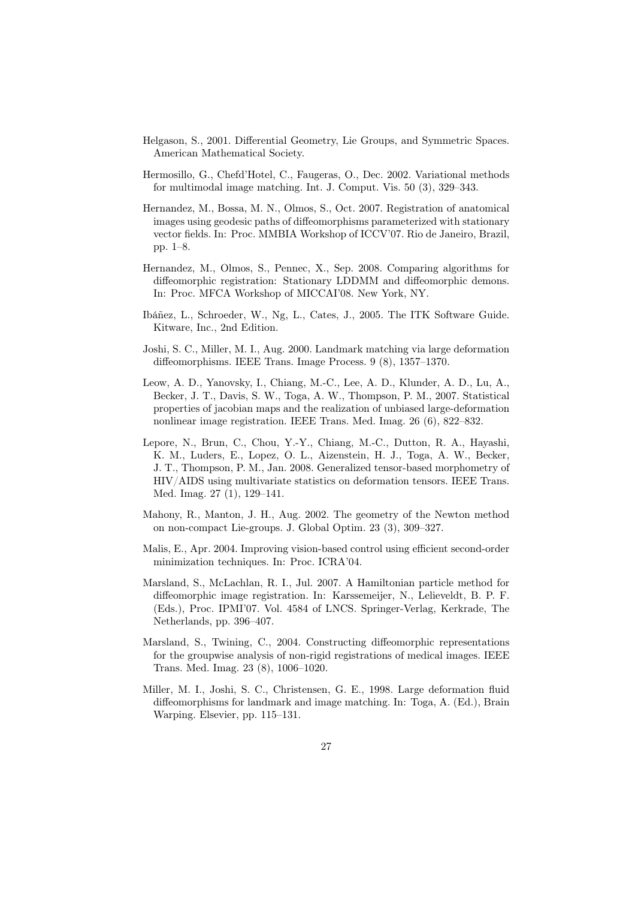Helgason, S., 2001. Differential Geometry, Lie Groups, and Symmetric Spaces. American Mathematical Society.

Hermosillo, G., Chefd'Hotel, C., Faugeras, O., Dec. 2002. Variational methods for multimodal image matching. Int. J. Comput. Vis. 50 (3), 329–343.

Hernandez, M., Bossa, M. N., Olmos, S., Oct. 2007. Registration of anatomical images using geodesic paths of diffeomorphisms parameterized with stationary vector fields. In: Proc. MMBIA Workshop of ICCV'07. Rio de Janeiro, Brazil, pp. 1–8.

Hernandez, M., Olmos, S., Pennec, X., Sep. 2008. Comparing algorithms for diffeomorphic registration: Stationary LDDMM and diffeomorphic demons. In: Proc. MFCA Workshop of MICCAI'08. New York, NY.

Ibáñez, L., Schroeder, W., Ng, L., Cates, J., 2005. The ITK Software Guide. Kitware, Inc., 2nd Edition.

Joshi, S. C., Miller, M. I., Aug. 2000. Landmark matching via large deformation diffeomorphisms. IEEE Trans. Image Process. 9 (8), 1357–1370.

Leow, A. D., Yanovsky, I., Chiang, M.-C., Lee, A. D., Klunder, A. D., Lu, A., Becker, J. T., Davis, S. W., Toga, A. W., Thompson, P. M., 2007. Statistical properties of jacobian maps and the realization of unbiased large-deformation nonlinear image registration. IEEE Trans. Med. Imag. 26 (6), 822–832.

Lepore, N., Brun, C., Chou, Y.-Y., Chiang, M.-C., Dutton, R. A., Hayashi, K. M., Luders, E., Lopez, O. L., Aizenstein, H. J., Toga, A. W., Becker, J. T., Thompson, P. M., Jan. 2008. Generalized tensor-based morphometry of HIV/AIDS using multivariate statistics on deformation tensors. IEEE Trans. Med. Imag. 27 (1), 129–141.

Mahony, R., Manton, J. H., Aug. 2002. The geometry of the Newton method on non-compact Lie-groups. J. Global Optim. 23 (3), 309–327.

Malis, E., Apr. 2004. Improving vision-based control using efficient second-order minimization techniques. In: Proc. ICRA'04.

Marsland, S., McLachlan, R. I., Jul. 2007. A Hamiltonian particle method for diffeomorphic image registration. In: Karssemeijer, N., Lelieveldt, B. P. F. (Eds.), Proc. IPMI'07. Vol. 4584 of LNCS. Springer-Verlag, Kerkrade, The Netherlands, pp. 396–407.

Marsland, S., Twining, C., 2004. Constructing diffeomorphic representations for the groupwise analysis of non-rigid registrations of medical images. IEEE Trans. Med. Imag. 23 (8), 1006–1020.

Miller, M. I., Joshi, S. C., Christensen, G. E., 1998. Large deformation fluid diffeomorphisms for landmark and image matching. In: Toga, A. (Ed.), Brain Warping. Elsevier, pp. 115–131.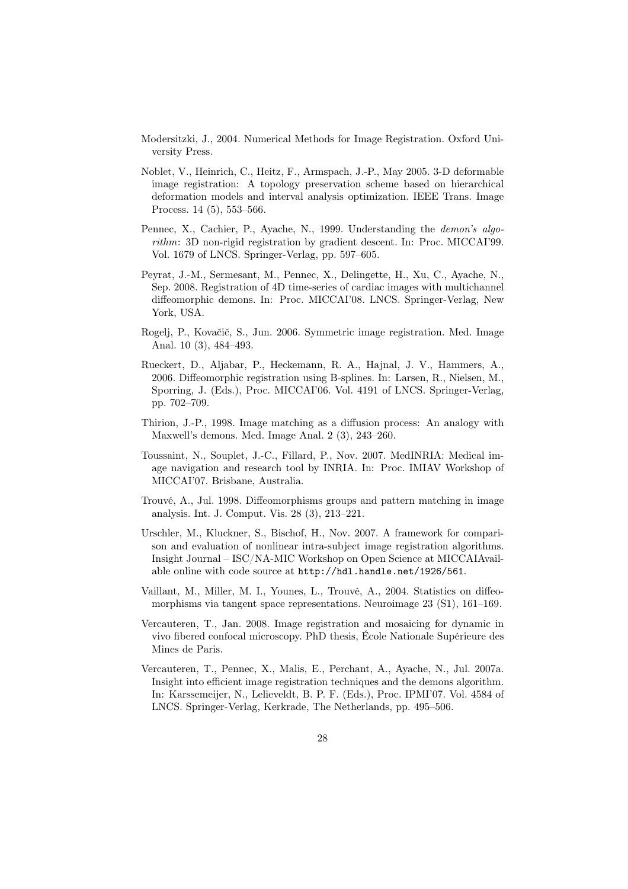Modersitzki, J., 2004. Numerical Methods for Image Registration. Oxford University Press.

Noblet, V., Heinrich, C., Heitz, F., Armspach, J.-P., May 2005. 3-D deformable image registration: A topology preservation scheme based on hierarchical deformation models and interval analysis optimization. IEEE Trans. Image Process. 14 (5), 553–566.

Pennec, X., Cachier, P., Ayache, N., 1999. Understanding the *demon's algorithm*: 3D non-rigid registration by gradient descent. In: Proc. MICCAI'99. Vol. 1679 of LNCS. Springer-Verlag, pp. 597–605.

Peyrat, J.-M., Sermesant, M., Pennec, X., Delingette, H., Xu, C., Ayache, N., Sep. 2008. Registration of 4D time-series of cardiac images with multichannel diffeomorphic demons. In: Proc. MICCAI'08. LNCS. Springer-Verlag, New York, USA.

Rogelj, P., Kovačič, S., Jun. 2006. Symmetric image registration. Med. Image Anal. 10 (3), 484–493.

Rueckert, D., Aljabar, P., Heckemann, R. A., Hajnal, J. V., Hammers, A., 2006. Diffeomorphic registration using B-splines. In: Larsen, R., Nielsen, M., Sporring, J. (Eds.), Proc. MICCAI'06. Vol. 4191 of LNCS. Springer-Verlag, pp. 702–709.

Thirion, J.-P., 1998. Image matching as a diffusion process: An analogy with Maxwell's demons. Med. Image Anal. 2 (3), 243–260.

Toussaint, N., Souplet, J.-C., Fillard, P., Nov. 2007. MedINRIA: Medical image navigation and research tool by INRIA. In: Proc. IMIAV Workshop of MICCAI'07. Brisbane, Australia.

Trouvé, A., Jul. 1998. Diffeomorphisms groups and pattern matching in image analysis. Int. J. Comput. Vis. 28 (3), 213–221.

Urschler, M., Kluckner, S., Bischof, H., Nov. 2007. A framework for comparison and evaluation of nonlinear intra-subject image registration algorithms. Insight Journal – ISC/NA-MIC Workshop on Open Science at MICCAIAvailable online with code source at `http://hdl.handle.net/1926/561`.

Vaillant, M., Miller, M. I., Younes, L., Trouvé, A., 2004. Statistics on diffeomorphisms via tangent space representations. Neuroimage 23 (S1), 161–169.

Vercauteren, T., Jan. 2008. Image registration and mosaicing for dynamic in vivo fibered confocal microscopy. PhD thesis, École Nationale Supérieure des Mines de Paris.

Vercauteren, T., Pennec, X., Malis, E., Perchant, A., Ayache, N., Jul. 2007a. Insight into efficient image registration techniques and the demons algorithm. In: Karssemeijer, N., Lelieveldt, B. P. F. (Eds.), Proc. IPMI'07. Vol. 4584 of LNCS. Springer-Verlag, Kerkrade, The Netherlands, pp. 495–506.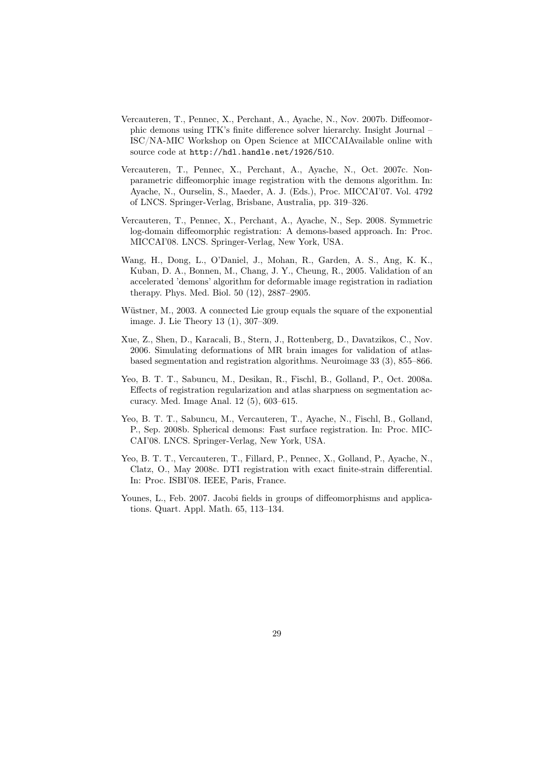Vercauteren, T., Pennec, X., Perchant, A., Ayache, N., Nov. 2007b. Diffeomorphic demons using ITK's finite difference solver hierarchy. Insight Journal – ISC/NA-MIC Workshop on Open Science at MICCAIAvailable online with source code at `http://hdl.handle.net/1926/510`.

Vercauteren, T., Pennec, X., Perchant, A., Ayache, N., Oct. 2007c. Non-parametric diffeomorphic image registration with the demons algorithm. In: Ayache, N., Ourselin, S., Maeder, A. J. (Eds.), Proc. MICCAI'07. Vol. 4792 of LNCS. Springer-Verlag, Brisbane, Australia, pp. 319–326.

Vercauteren, T., Pennec, X., Perchant, A., Ayache, N., Sep. 2008. Symmetric log-domain diffeomorphic registration: A demons-based approach. In: Proc. MICCAI'08. LNCS. Springer-Verlag, New York, USA.

Wang, H., Dong, L., O'Daniel, J., Mohan, R., Garden, A. S., Ang, K. K., Kuban, D. A., Bonnen, M., Chang, J. Y., Cheung, R., 2005. Validation of an accelerated 'demons' algorithm for deformable image registration in radiation therapy. Phys. Med. Biol. 50 (12), 2887–2905.

Wüstner, M., 2003. A connected Lie group equals the square of the exponential image. J. Lie Theory 13 (1), 307–309.

Xue, Z., Shen, D., Karacali, B., Stern, J., Rottenberg, D., Davatzikos, C., Nov. 2006. Simulating deformations of MR brain images for validation of atlas-based segmentation and registration algorithms. Neuroimage 33 (3), 855–866.

Yeo, B. T. T., Sabuncu, M., Desikan, R., Fischl, B., Golland, P., Oct. 2008a. Effects of registration regularization and atlas sharpness on segmentation accuracy. Med. Image Anal. 12 (5), 603–615.

Yeo, B. T. T., Sabuncu, M., Vercauteren, T., Ayache, N., Fischl, B., Golland, P., Sep. 2008b. Spherical demons: Fast surface registration. In: Proc. MICCAI'08. LNCS. Springer-Verlag, New York, USA.

Yeo, B. T. T., Vercauteren, T., Fillard, P., Pennec, X., Golland, P., Ayache, N., Clatz, O., May 2008c. DTI registration with exact finite-strain differential. In: Proc. ISBI'08. IEEE, Paris, France.

Younes, L., Feb. 2007. Jacobi fields in groups of diffeomorphisms and applications. Quart. Appl. Math. 65, 113–134.